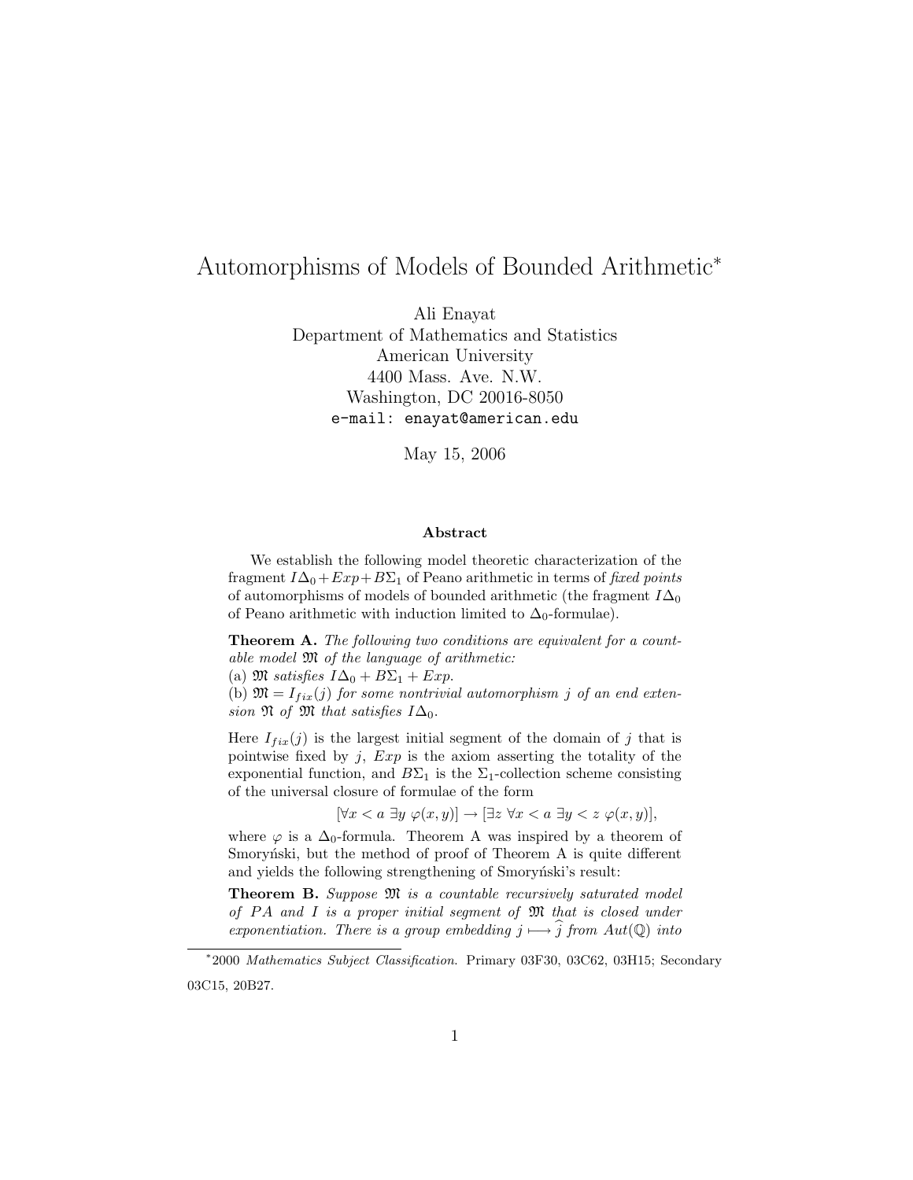# Automorphisms of Models of Bounded Arithmetic*

Ali Enayat
Department of Mathematics and Statistics
American University
4400 Mass. Ave. N.W.
Washington, DC 20016-8050
e-mail: enayat@american.edu

May 15, 2006

### Abstract

We establish the following model theoretic characterization of the fragment $I\Delta_0 + Exp + B\Sigma_1$ of Peano arithmetic in terms of *fixed points* of automorphisms of models of bounded arithmetic (the fragment $I\Delta_0$ of Peano arithmetic with induction limited to $\Delta_0$-formulae).

**Theorem A.** *The following two conditions are equivalent for a countable model $\mathfrak{M}$ of the language of arithmetic:*
(a) *$\mathfrak{M}$ satisfies $I\Delta_0 + B\Sigma_1 + Exp$.*
(b) *$\mathfrak{M} = I_{fix}(j)$ for some nontrivial automorphism $j$ of an end extension $\mathfrak{N}$ of $\mathfrak{M}$ that satisfies $I\Delta_0$.*

Here $I_{fix}(j)$ is the largest initial segment of the domain of $j$ that is pointwise fixed by $j$, $Exp$ is the axiom asserting the totality of the exponential function, and $B\Sigma_1$ is the $\Sigma_1$-collection scheme consisting of the universal closure of formulae of the form

$$[\forall x < a\ \exists y\ \varphi(x, y)] \rightarrow [\exists z\ \forall x < a\ \exists y < z\ \varphi(x, y)],$$

where $\varphi$ is a $\Delta_0$-formula. Theorem A was inspired by a theorem of Smoryński, but the method of proof of Theorem A is quite different and yields the following strengthening of Smoryński's result:

**Theorem B.** *Suppose $\mathfrak{M}$ is a countable recursively saturated model of $PA$ and $I$ is a proper initial segment of $\mathfrak{M}$ that is closed under exponentiation. There is a group embedding $j \longmapsto \widehat{j}$ from $Aut(\mathbb{Q})$ into*

---

*2000 *Mathematics Subject Classification*. Primary 03F30, 03C62, 03H15; Secondary 03C15, 20B27.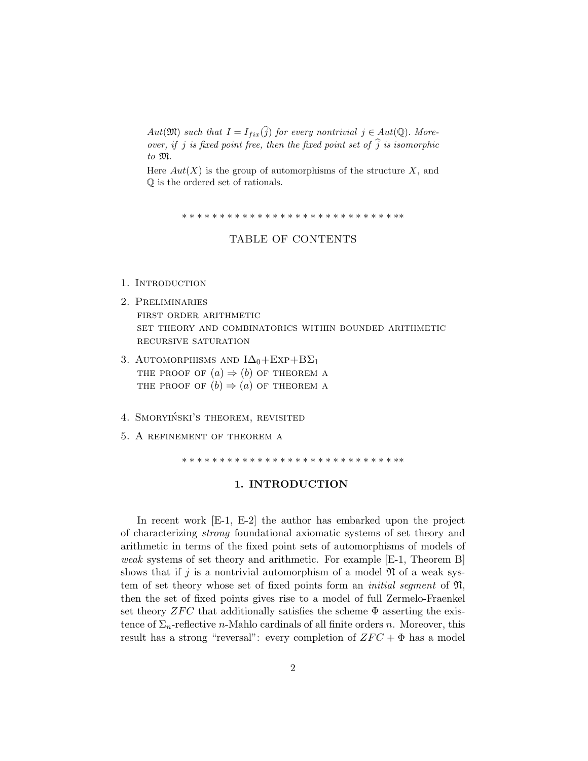*$Aut(\mathfrak{M})$ such that $I = I_{fix}(\widehat{j})$ for every nontrivial $j \in Aut(\mathbb{Q})$. Moreover, if $j$ is fixed point free, then the fixed point set of $\widehat{j}$ is isomorphic to $\mathfrak{M}$.*

Here $Aut(X)$ is the group of automorphisms of the structure $X$, and $\mathbb{Q}$ is the ordered set of rationals.

\* \* \* \* \* \* \* \* \* \* \* \* \* \* \* \* \* \* \* \* \* \* \* \* \* \* \* \* \* \* \*

TABLE OF CONTENTS

1. Introduction
2. Preliminaries
   - first order arithmetic
   - set theory and combinatorics within bounded arithmetic
   - recursive saturation
3. Automorphisms and $\mathrm{I}\Delta_0$+Exp+$\mathrm{B}\Sigma_1$
   - the proof of $(a) \Rightarrow (b)$ of theorem a
   - the proof of $(b) \Rightarrow (a)$ of theorem a
4. Smoryiński's theorem, revisited
5. A refinement of theorem a

\* \* \* \* \* \* \* \* \* \* \* \* \* \* \* \* \* \* \* \* \* \* \* \* \* \* \* \* \* \* \*

## 1. INTRODUCTION

In recent work [E-1, E-2] the author has embarked upon the project of characterizing *strong* foundational axiomatic systems of set theory and arithmetic in terms of the fixed point sets of automorphisms of models of *weak* systems of set theory and arithmetic. For example [E-1, Theorem B] shows that if $j$ is a nontrivial automorphism of a model $\mathfrak{N}$ of a weak system of set theory whose set of fixed points form an *initial segment* of $\mathfrak{N}$, then the set of fixed points gives rise to a model of full Zermelo-Fraenkel set theory $ZFC$ that additionally satisfies the scheme $\Phi$ asserting the existence of $\Sigma_n$-reflective $n$-Mahlo cardinals of all finite orders $n$. Moreover, this result has a strong "reversal": every completion of $ZFC + \Phi$ has a model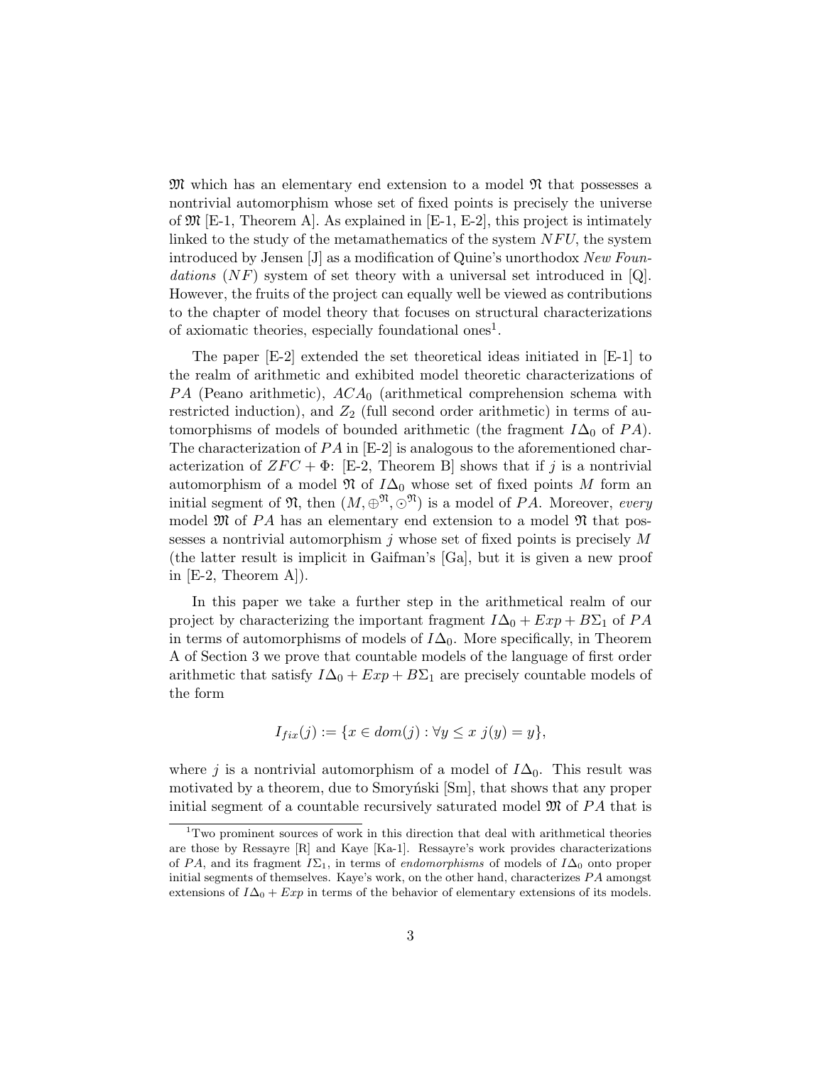$\mathfrak{M}$ which has an elementary end extension to a model $\mathfrak{N}$ that possesses a nontrivial automorphism whose set of fixed points is precisely the universe of $\mathfrak{M}$ [E-1, Theorem A]. As explained in [E-1, E-2], this project is intimately linked to the study of the metamathematics of the system $NFU$, the system introduced by Jensen [J] as a modification of Quine's unorthodox *New Foundations* ($NF$) system of set theory with a universal set introduced in [Q]. However, the fruits of the project can equally well be viewed as contributions to the chapter of model theory that focuses on structural characterizations of axiomatic theories, especially foundational ones[1].

The paper [E-2] extended the set theoretical ideas initiated in [E-1] to the realm of arithmetic and exhibited model theoretic characterizations of $PA$ (Peano arithmetic), $ACA_0$ (arithmetical comprehension schema with restricted induction), and $Z_2$ (full second order arithmetic) in terms of automorphisms of models of bounded arithmetic (the fragment $I\Delta_0$ of $PA$). The characterization of $PA$ in [E-2] is analogous to the aforementioned characterization of $ZFC + \Phi$: [E-2, Theorem B] shows that if $j$ is a nontrivial automorphism of a model $\mathfrak{N}$ of $I\Delta_0$ whose set of fixed points $M$ form an initial segment of $\mathfrak{N}$, then $(M, \oplus^{\mathfrak{N}}, \odot^{\mathfrak{N}})$ is a model of $PA$. Moreover, *every* model $\mathfrak{M}$ of $PA$ has an elementary end extension to a model $\mathfrak{N}$ that possesses a nontrivial automorphism $j$ whose set of fixed points is precisely $M$ (the latter result is implicit in Gaifman's [Ga], but it is given a new proof in [E-2, Theorem A]).

In this paper we take a further step in the arithmetical realm of our project by characterizing the important fragment $I\Delta_0 + Exp + B\Sigma_1$ of $PA$ in terms of automorphisms of models of $I\Delta_0$. More specifically, in Theorem A of Section 3 we prove that countable models of the language of first order arithmetic that satisfy $I\Delta_0 + Exp + B\Sigma_1$ are precisely countable models of the form

$$I_{fix}(j) := \{x \in dom(j) : \forall y \leq x \ j(y) = y\},$$

where $j$ is a nontrivial automorphism of a model of $I\Delta_0$. This result was motivated by a theorem, due to Smoryński [Sm], that shows that any proper initial segment of a countable recursively saturated model $\mathfrak{M}$ of $PA$ that is

[1] Two prominent sources of work in this direction that deal with arithmetical theories are those by Ressayre [R] and Kaye [Ka-1]. Ressayre's work provides characterizations of $PA$, and its fragment $I\Sigma_1$, in terms of *endomorphisms* of models of $I\Delta_0$ onto proper initial segments of themselves. Kaye's work, on the other hand, characterizes $PA$ amongst extensions of $I\Delta_0 + Exp$ in terms of the behavior of elementary extensions of its models.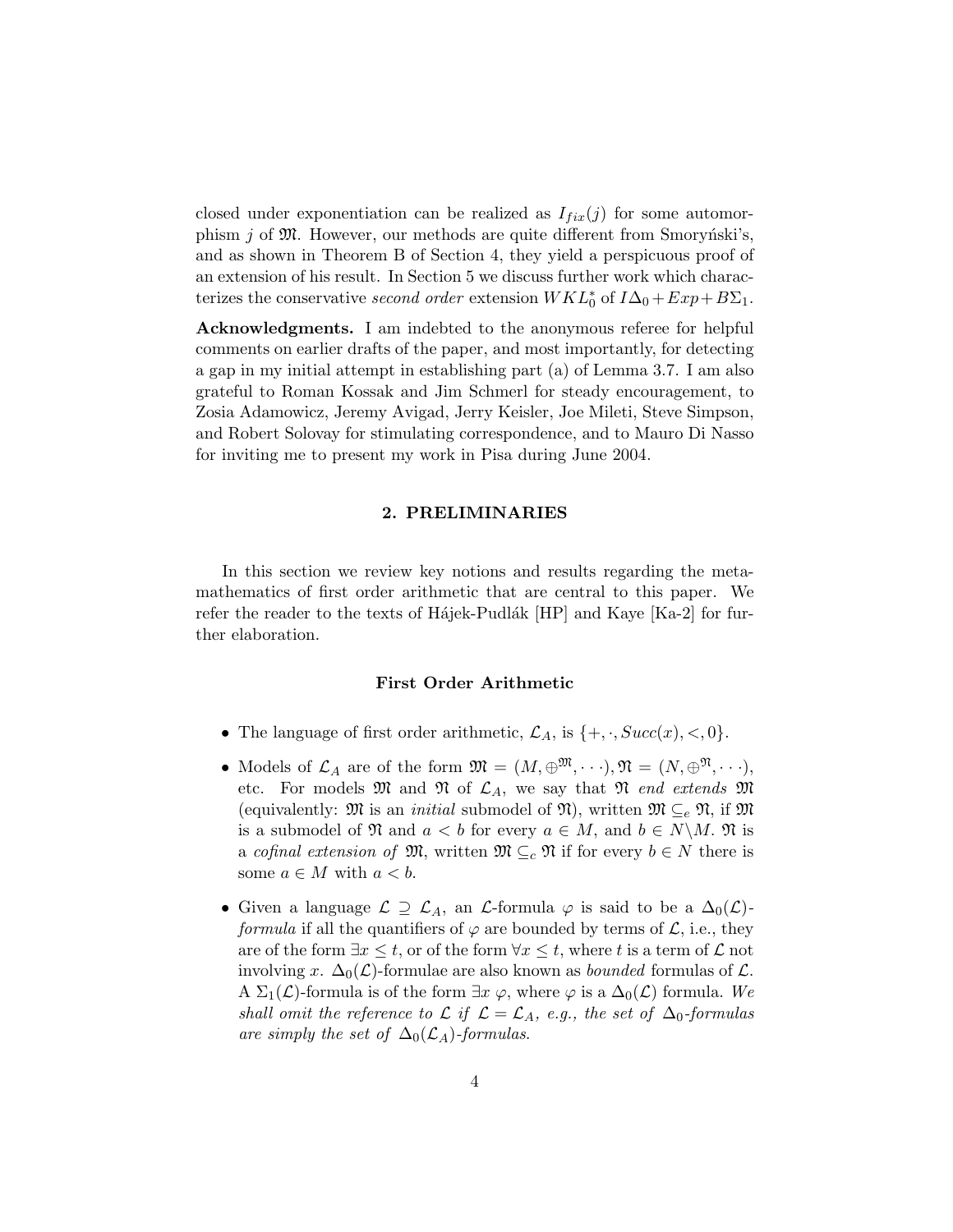closed under exponentiation can be realized as $I_{fix}(j)$ for some automorphism $j$ of $\mathfrak{M}$. However, our methods are quite different from Smoryński's, and as shown in Theorem B of Section 4, they yield a perspicuous proof of an extension of his result. In Section 5 we discuss further work which characterizes the conservative *second order* extension $WKL_0^*$ of $I\Delta_0 + Exp + B\Sigma_1$.

**Acknowledgments.** I am indebted to the anonymous referee for helpful comments on earlier drafts of the paper, and most importantly, for detecting a gap in my initial attempt in establishing part (a) of Lemma 3.7. I am also grateful to Roman Kossak and Jim Schmerl for steady encouragement, to Zosia Adamowicz, Jeremy Avigad, Jerry Keisler, Joe Mileti, Steve Simpson, and Robert Solovay for stimulating correspondence, and to Mauro Di Nasso for inviting me to present my work in Pisa during June 2004.

## 2. PRELIMINARIES

In this section we review key notions and results regarding the metamathematics of first order arithmetic that are central to this paper. We refer the reader to the texts of Hájek-Pudlák [HP] and Kaye [Ka-2] for further elaboration.

### First Order Arithmetic

- The language of first order arithmetic, $\mathcal{L}_A$, is $\{+, \cdot, Succ(x), <, 0\}$.
- Models of $\mathcal{L}_A$ are of the form $\mathfrak{M} = (M, \oplus^{\mathfrak{M}}, \cdots), \mathfrak{N} = (N, \oplus^{\mathfrak{N}}, \cdots)$, etc. For models $\mathfrak{M}$ and $\mathfrak{N}$ of $\mathcal{L}_A$, we say that $\mathfrak{N}$ *end extends* $\mathfrak{M}$ (equivalently: $\mathfrak{M}$ is an *initial* submodel of $\mathfrak{N}$), written $\mathfrak{M} \subseteq_e \mathfrak{N}$, if $\mathfrak{M}$ is a submodel of $\mathfrak{N}$ and $a < b$ for every $a \in M$, and $b \in N \backslash M$. $\mathfrak{N}$ is a *cofinal extension of* $\mathfrak{M}$, written $\mathfrak{M} \subseteq_c \mathfrak{N}$ if for every $b \in N$ there is some $a \in M$ with $a < b$.
- Given a language $\mathcal{L} \supseteq \mathcal{L}_A$, an $\mathcal{L}$-formula $\varphi$ is said to be a $\Delta_0(\mathcal{L})$-*formula* if all the quantifiers of $\varphi$ are bounded by terms of $\mathcal{L}$, i.e., they are of the form $\exists x \leq t$, or of the form $\forall x \leq t$, where $t$ is a term of $\mathcal{L}$ not involving $x$. $\Delta_0(\mathcal{L})$-formulae are also known as *bounded* formulas of $\mathcal{L}$. A $\Sigma_1(\mathcal{L})$-formula is of the form $\exists x\ \varphi$, where $\varphi$ is a $\Delta_0(\mathcal{L})$ formula. *We shall omit the reference to $\mathcal{L}$ if $\mathcal{L} = \mathcal{L}_A$, e.g., the set of $\Delta_0$-formulas are simply the set of $\Delta_0(\mathcal{L}_A)$-formulas.*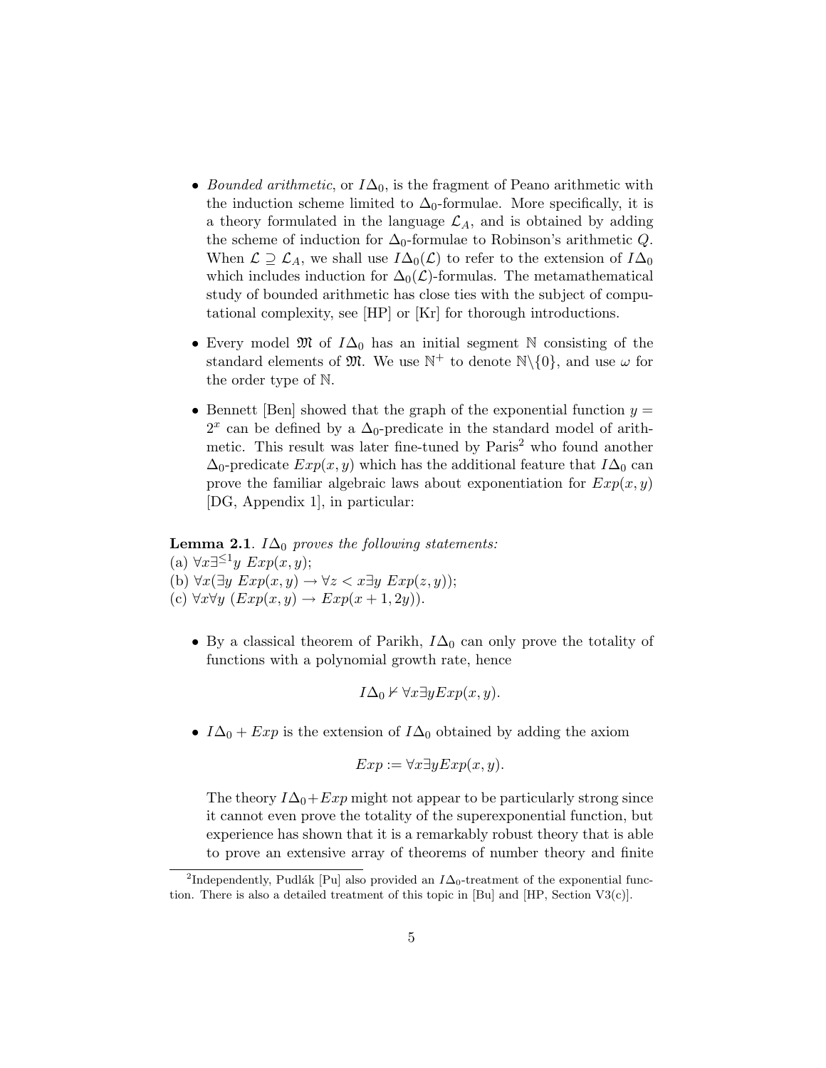- *Bounded arithmetic*, or $I\Delta_0$, is the fragment of Peano arithmetic with the induction scheme limited to $\Delta_0$-formulae. More specifically, it is a theory formulated in the language $\mathcal{L}_A$, and is obtained by adding the scheme of induction for $\Delta_0$-formulae to Robinson's arithmetic $Q$. When $\mathcal{L} \supseteq \mathcal{L}_A$, we shall use $I\Delta_0(\mathcal{L})$ to refer to the extension of $I\Delta_0$ which includes induction for $\Delta_0(\mathcal{L})$-formulas. The metamathematical study of bounded arithmetic has close ties with the subject of computational complexity, see [HP] or [Kr] for thorough introductions.

- Every model $\mathfrak{M}$ of $I\Delta_0$ has an initial segment $\mathbb{N}$ consisting of the standard elements of $\mathfrak{M}$. We use $\mathbb{N}^+$ to denote $\mathbb{N}\backslash\{0\}$, and use $\omega$ for the order type of $\mathbb{N}$.

- Bennett [Ben] showed that the graph of the exponential function $y = 2^x$ can be defined by a $\Delta_0$-predicate in the standard model of arithmetic. This result was later fine-tuned by Paris[2] who found another $\Delta_0$-predicate $Exp(x, y)$ which has the additional feature that $I\Delta_0$ can prove the familiar algebraic laws about exponentiation for $Exp(x, y)$ [DG, Appendix 1], in particular:

**Lemma 2.1**. *$I\Delta_0$ proves the following statements:*
(a) $\forall x \exists^{\leq 1} y \ Exp(x, y)$;
(b) $\forall x(\exists y \ Exp(x, y) \rightarrow \forall z < x \exists y \ Exp(z, y))$;
(c) $\forall x \forall y \ (Exp(x, y) \rightarrow Exp(x + 1, 2y))$.

- By a classical theorem of Parikh, $I\Delta_0$ can only prove the totality of functions with a polynomial growth rate, hence

$$I\Delta_0 \nvdash \forall x \exists y Exp(x, y).$$

- $I\Delta_0 + Exp$ is the extension of $I\Delta_0$ obtained by adding the axiom

$$Exp := \forall x \exists y Exp(x, y).$$

  The theory $I\Delta_0 + Exp$ might not appear to be particularly strong since it cannot even prove the totality of the superexponential function, but experience has shown that it is a remarkably robust theory that is able to prove an extensive array of theorems of number theory and finite

[2] Independently, Pudlák [Pu] also provided an $I\Delta_0$-treatment of the exponential function. There is also a detailed treatment of this topic in [Bu] and [HP, Section V3(c)].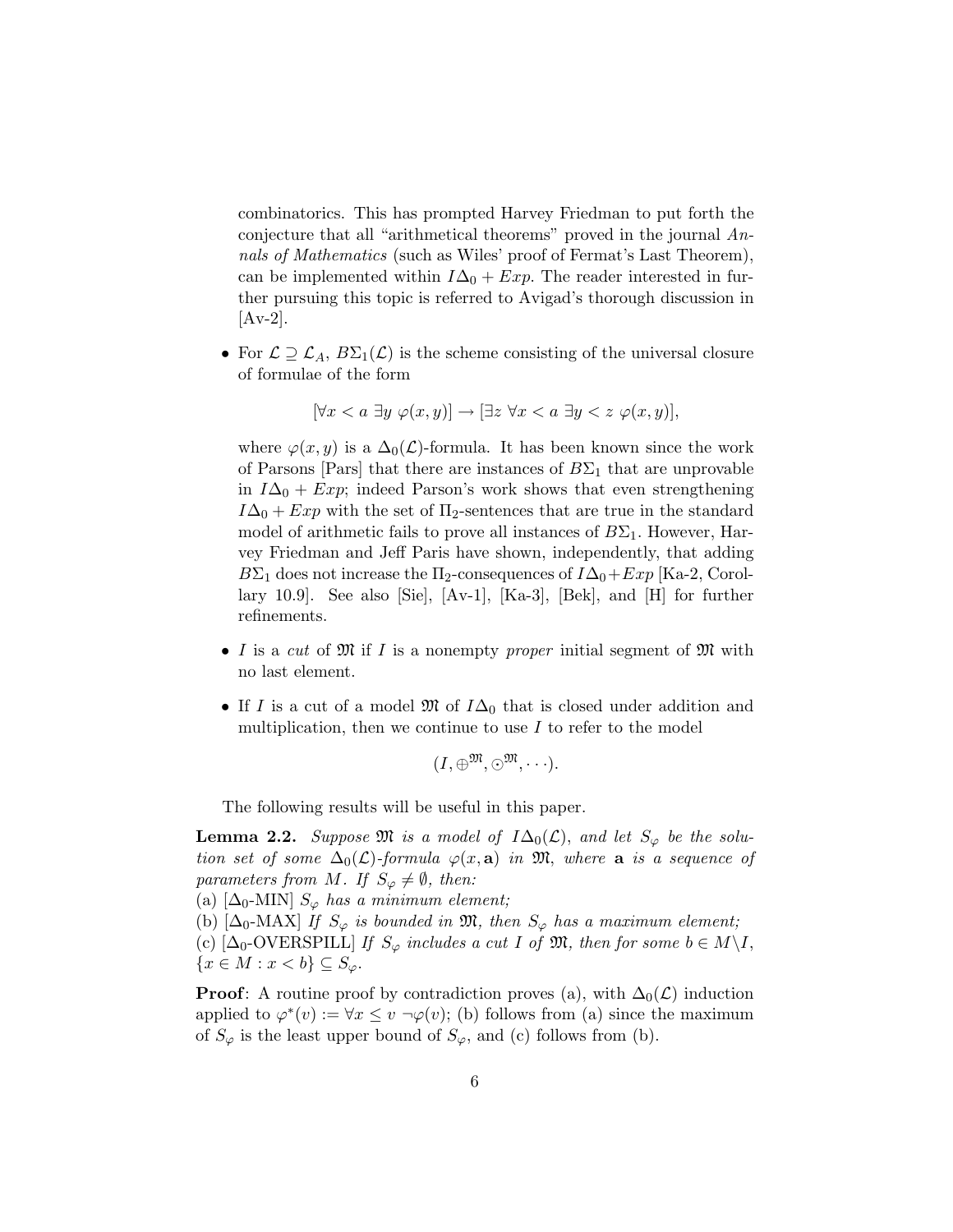combinatorics. This has prompted Harvey Friedman to put forth the conjecture that all "arithmetical theorems" proved in the journal *Annals of Mathematics* (such as Wiles' proof of Fermat's Last Theorem), can be implemented within $I\Delta_0 + Exp$. The reader interested in further pursuing this topic is referred to Avigad's thorough discussion in [Av-2].

- For $\mathcal{L} \supseteq \mathcal{L}_A$, $B\Sigma_1(\mathcal{L})$ is the scheme consisting of the universal closure of formulae of the form

$$[\forall x < a \ \exists y \ \varphi(x, y)] \rightarrow [\exists z \ \forall x < a \ \exists y < z \ \varphi(x, y)],$$

  where $\varphi(x, y)$ is a $\Delta_0(\mathcal{L})$-formula. It has been known since the work of Parsons [Pars] that there are instances of $B\Sigma_1$ that are unprovable in $I\Delta_0 + Exp$; indeed Parson's work shows that even strengthening $I\Delta_0 + Exp$ with the set of $\Pi_2$-sentences that are true in the standard model of arithmetic fails to prove all instances of $B\Sigma_1$. However, Harvey Friedman and Jeff Paris have shown, independently, that adding $B\Sigma_1$ does not increase the $\Pi_2$-consequences of $I\Delta_0 + Exp$ [Ka-2, Corollary 10.9]. See also [Sie], [Av-1], [Ka-3], [Bek], and [H] for further refinements.

- $I$ is a *cut* of $\mathfrak{M}$ if $I$ is a nonempty *proper* initial segment of $\mathfrak{M}$ with no last element.

- If $I$ is a cut of a model $\mathfrak{M}$ of $I\Delta_0$ that is closed under addition and multiplication, then we continue to use $I$ to refer to the model

$$(I, \oplus^{\mathfrak{M}}, \odot^{\mathfrak{M}}, \cdots).$$

The following results will be useful in this paper.

**Lemma 2.2.** *Suppose $\mathfrak{M}$ is a model of $I\Delta_0(\mathcal{L})$, and let $S_\varphi$ be the solution set of some $\Delta_0(\mathcal{L})$-formula $\varphi(x, \mathbf{a})$ in $\mathfrak{M}$, where $\mathbf{a}$ is a sequence of parameters from $M$. If $S_\varphi \neq \emptyset$, then:*
(a) [$\Delta_0$-MIN] *$S_\varphi$ has a minimum element;*
(b) [$\Delta_0$-MAX] *If $S_\varphi$ is bounded in $\mathfrak{M}$, then $S_\varphi$ has a maximum element;*
(c) [$\Delta_0$-OVERSPILL] *If $S_\varphi$ includes a cut $I$ of $\mathfrak{M}$, then for some $b \in M \backslash I$, $\{x \in M : x < b\} \subseteq S_\varphi$.*

**Proof**: A routine proof by contradiction proves (a), with $\Delta_0(\mathcal{L})$ induction applied to $\varphi^*(v) := \forall x \leq v \ \neg\varphi(v)$; (b) follows from (a) since the maximum of $S_\varphi$ is the least upper bound of $S_\varphi$, and (c) follows from (b).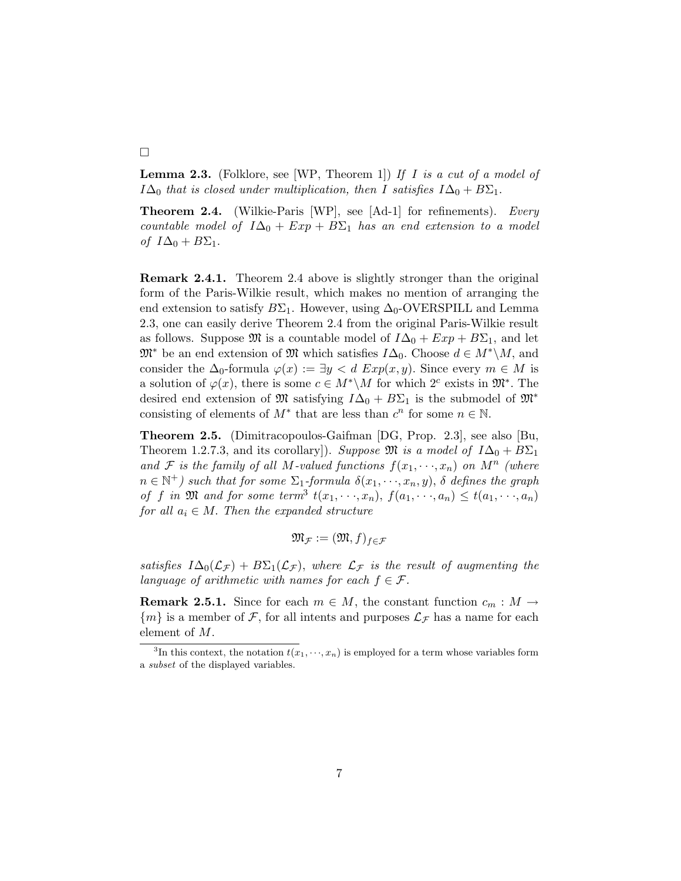□

**Lemma 2.3.** (Folklore, see [WP, Theorem 1]) *If $I$ is a cut of a model of $I\Delta_0$ that is closed under multiplication, then $I$ satisfies $I\Delta_0 + B\Sigma_1$.*

**Theorem 2.4.** (Wilkie-Paris [WP], see [Ad-1] for refinements). *Every countable model of $I\Delta_0 + Exp + B\Sigma_1$ has an end extension to a model of $I\Delta_0 + B\Sigma_1$.*

**Remark 2.4.1.** Theorem 2.4 above is slightly stronger than the original form of the Paris-Wilkie result, which makes no mention of arranging the end extension to satisfy $B\Sigma_1$. However, using $\Delta_0$-OVERSPILL and Lemma 2.3, one can easily derive Theorem 2.4 from the original Paris-Wilkie result as follows. Suppose $\mathfrak{M}$ is a countable model of $I\Delta_0 + Exp + B\Sigma_1$, and let $\mathfrak{M}^*$ be an end extension of $\mathfrak{M}$ which satisfies $I\Delta_0$. Choose $d \in M^* \backslash M$, and consider the $\Delta_0$-formula $\varphi(x) := \exists y < d \; Exp(x, y)$. Since every $m \in M$ is a solution of $\varphi(x)$, there is some $c \in M^* \backslash M$ for which $2^c$ exists in $\mathfrak{M}^*$. The desired end extension of $\mathfrak{M}$ satisfying $I\Delta_0 + B\Sigma_1$ is the submodel of $\mathfrak{M}^*$ consisting of elements of $M^*$ that are less than $c^n$ for some $n \in \mathbb{N}$.

**Theorem 2.5.** (Dimitracopoulos-Gaifman [DG, Prop. 2.3], see also [Bu, Theorem 1.2.7.3, and its corollary]). *Suppose $\mathfrak{M}$ is a model of $I\Delta_0 + B\Sigma_1$ and $\mathcal{F}$ is the family of all $M$-valued functions $f(x_1, \cdots, x_n)$ on $M^n$ (where $n \in \mathbb{N}^+$) such that for some $\Sigma_1$-formula $\delta(x_1, \cdots, x_n, y)$, $\delta$ defines the graph of $f$ in $\mathfrak{M}$ and for some term[3] $t(x_1, \cdots, x_n)$, $f(a_1, \cdots, a_n) \leq t(a_1, \cdots, a_n)$ for all $a_i \in M$. Then the expanded structure*

$$\mathfrak{M}_{\mathcal{F}} := (\mathfrak{M}, f)_{f \in \mathcal{F}}$$

*satisfies $I\Delta_0(\mathcal{L}_{\mathcal{F}}) + B\Sigma_1(\mathcal{L}_{\mathcal{F}})$, where $\mathcal{L}_{\mathcal{F}}$ is the result of augmenting the language of arithmetic with names for each $f \in \mathcal{F}$.*

**Remark 2.5.1.** Since for each $m \in M$, the constant function $c_m : M \to \{m\}$ is a member of $\mathcal{F}$, for all intents and purposes $\mathcal{L}_{\mathcal{F}}$ has a name for each element of $M$.

[3] In this context, the notation $t(x_1, \cdots, x_n)$ is employed for a term whose variables form a *subset* of the displayed variables.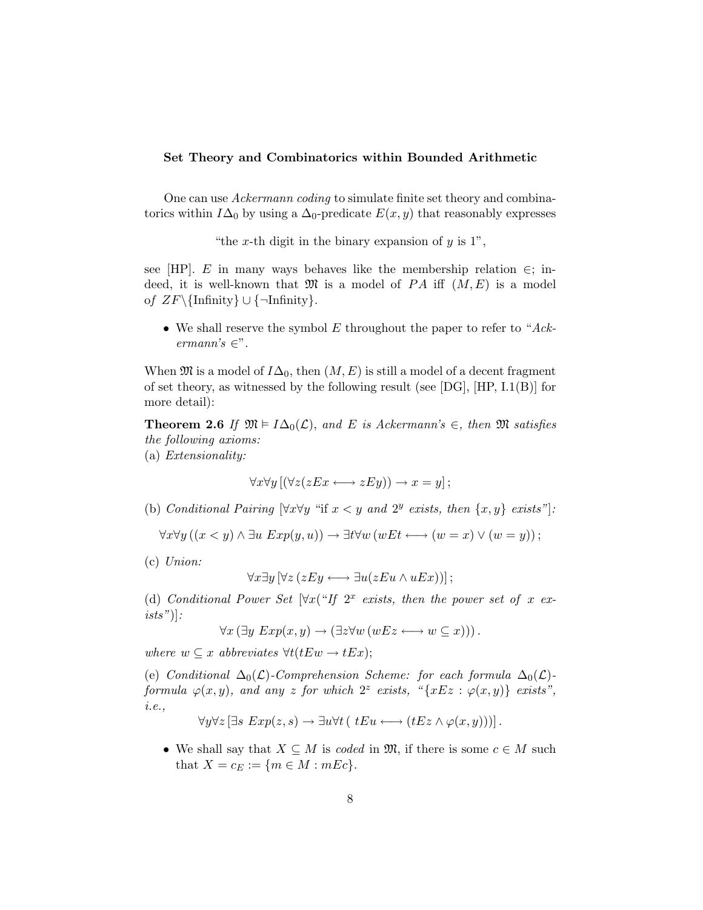**Set Theory and Combinatorics within Bounded Arithmetic**

One can use *Ackermann coding* to simulate finite set theory and combinatorics within $I\Delta_0$ by using a $\Delta_0$-predicate $E(x, y)$ that reasonably expresses

"the $x$-th digit in the binary expansion of $y$ is 1",

see [HP]. $E$ in many ways behaves like the membership relation $\in$; indeed, it is well-known that $\mathfrak{M}$ is a model of $PA$ iff $(M, E)$ is a model of $ZF\backslash\{\text{Infinity}\} \cup \{\neg\text{Infinity}\}$.

- We shall reserve the symbol $E$ throughout the paper to refer to "*Ackermann's* $\in$".

When $\mathfrak{M}$ is a model of $I\Delta_0$, then $(M, E)$ is still a model of a decent fragment of set theory, as witnessed by the following result (see [DG], [HP, I.1(B)] for more detail):

**Theorem 2.6** *If $\mathfrak{M} \models I\Delta_0(\mathcal{L})$, and $E$ is Ackermann's $\in$, then $\mathfrak{M}$ satisfies the following axioms:*
(a) *Extensionality:*

$$\forall x \forall y \left[ (\forall z (zEx \longleftrightarrow zEy)) \to x = y \right];$$

(b) *Conditional Pairing* [$\forall x \forall y$ "*if $x < y$ and $2^y$ exists, then $\{x, y\}$ exists*"]*:*

$$\forall x \forall y \left( (x < y) \wedge \exists u \ Exp(y, u) \right) \to \exists t \forall w \left( wEt \longleftrightarrow (w = x) \vee (w = y) \right);$$

(c) *Union:*

$$\forall x \exists y \left[ \forall z \left( zEy \longleftrightarrow \exists u (zEu \wedge uEx) \right) \right];$$

(d) *Conditional Power Set* [$\forall x$("*If $2^x$ exists, then the power set of $x$ exists*")]*:*

$$\forall x \left( \exists y \ Exp(x, y) \to \left( \exists z \forall w \left( wEz \longleftrightarrow w \subseteq x \right) \right) \right).$$

*where $w \subseteq x$ abbreviates $\forall t (tEw \to tEx)$;*

(e) *Conditional $\Delta_0(\mathcal{L})$-Comprehension Scheme: for each formula $\Delta_0(\mathcal{L})$-formula $\varphi(x, y)$, and any $z$ for which $2^z$ exists, "$\{xEz : \varphi(x, y)\}$ exists", i.e.,*

$$\forall y \forall z \left[ \exists s \ Exp(z, s) \to \exists u \forall t \left( \ tEu \longleftrightarrow (tEz \wedge \varphi(x, y)) \right) \right].$$

- We shall say that $X \subseteq M$ is *coded* in $\mathfrak{M}$, if there is some $c \in M$ such that $X = c_E := \{m \in M : mEc\}$.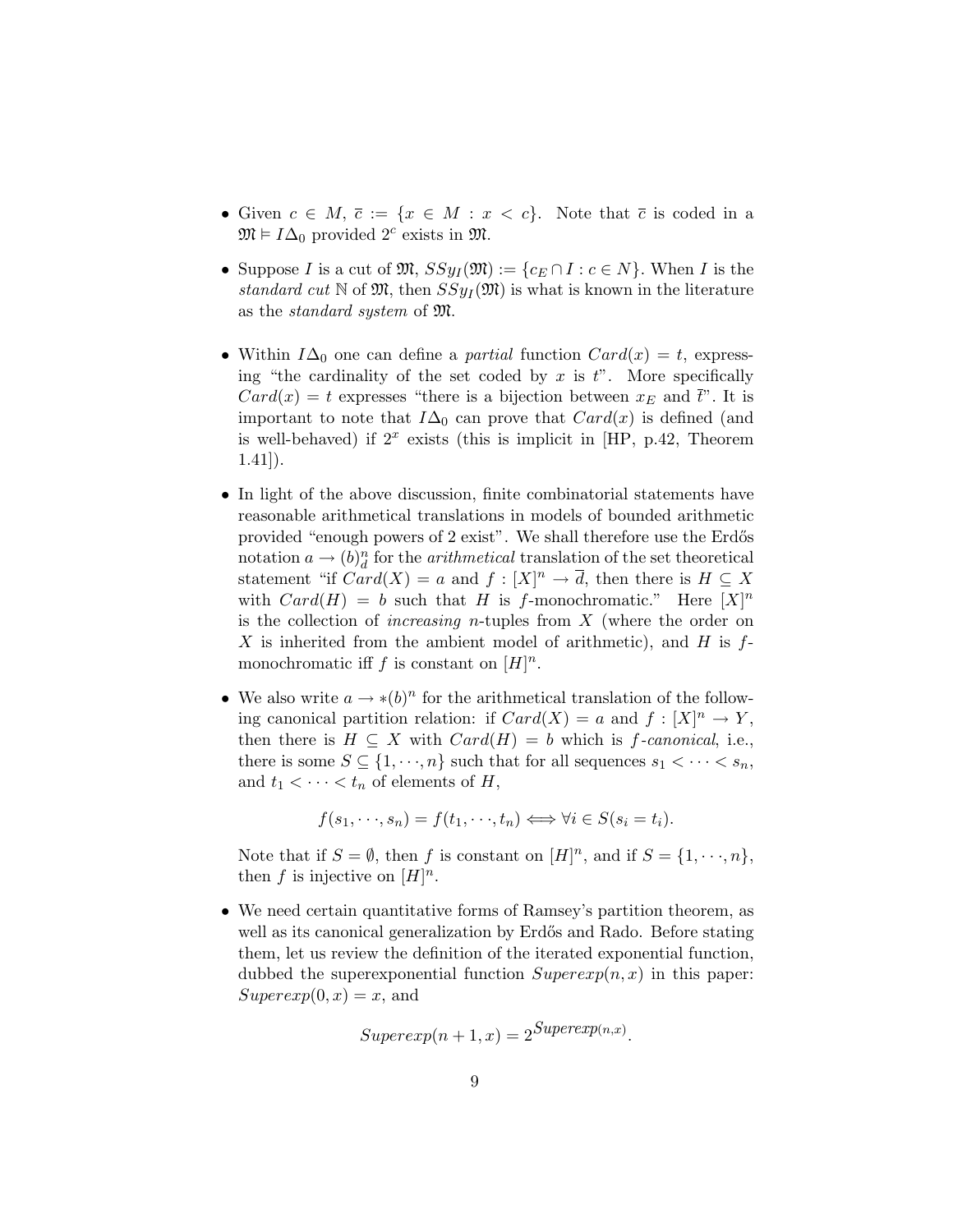- Given $c \in M$, $\bar{c} := \{x \in M : x < c\}$. Note that $\bar{c}$ is coded in a $\mathfrak{M} \models I\Delta_0$ provided $2^c$ exists in $\mathfrak{M}$.

- Suppose $I$ is a cut of $\mathfrak{M}$, $SSy_I(\mathfrak{M}) := \{c_E \cap I : c \in N\}$. When $I$ is the *standard cut* $\mathbb{N}$ of $\mathfrak{M}$, then $SSy_I(\mathfrak{M})$ is what is known in the literature as the *standard system* of $\mathfrak{M}$.

- Within $I\Delta_0$ one can define a *partial* function $Card(x) = t$, expressing "the cardinality of the set coded by $x$ is $t$". More specifically $Card(x) = t$ expresses "there is a bijection between $x_E$ and $\bar{t}$". It is important to note that $I\Delta_0$ can prove that $Card(x)$ is defined (and is well-behaved) if $2^x$ exists (this is implicit in [HP, p.42, Theorem 1.41]).

- In light of the above discussion, finite combinatorial statements have reasonable arithmetical translations in models of bounded arithmetic provided "enough powers of 2 exist". We shall therefore use the Erdős notation $a \to (b)^n_d$ for the *arithmetical* translation of the set theoretical statement "if $Card(X) = a$ and $f : [X]^n \to \overline{d}$, then there is $H \subseteq X$ with $Card(H) = b$ such that $H$ is $f$-monochromatic." Here $[X]^n$ is the collection of *increasing* $n$-tuples from $X$ (where the order on $X$ is inherited from the ambient model of arithmetic), and $H$ is $f$-monochromatic iff $f$ is constant on $[H]^n$.

- We also write $a \to *(b)^n$ for the arithmetical translation of the following canonical partition relation: if $Card(X) = a$ and $f : [X]^n \to Y$, then there is $H \subseteq X$ with $Card(H) = b$ which is $f$-*canonical*, i.e., there is some $S \subseteq \{1, \cdots, n\}$ such that for all sequences $s_1 < \cdots < s_n$, and $t_1 < \cdots < t_n$ of elements of $H$,

$$f(s_1, \cdots, s_n) = f(t_1, \cdots, t_n) \Longleftrightarrow \forall i \in S(s_i = t_i).$$

  Note that if $S = \emptyset$, then $f$ is constant on $[H]^n$, and if $S = \{1, \cdots, n\}$, then $f$ is injective on $[H]^n$.

- We need certain quantitative forms of Ramsey's partition theorem, as well as its canonical generalization by Erdős and Rado. Before stating them, let us review the definition of the iterated exponential function, dubbed the superexponential function $Superexp(n, x)$ in this paper: $Superexp(0, x) = x$, and

$$Superexp(n+1, x) = 2^{Superexp(n,x)}.$$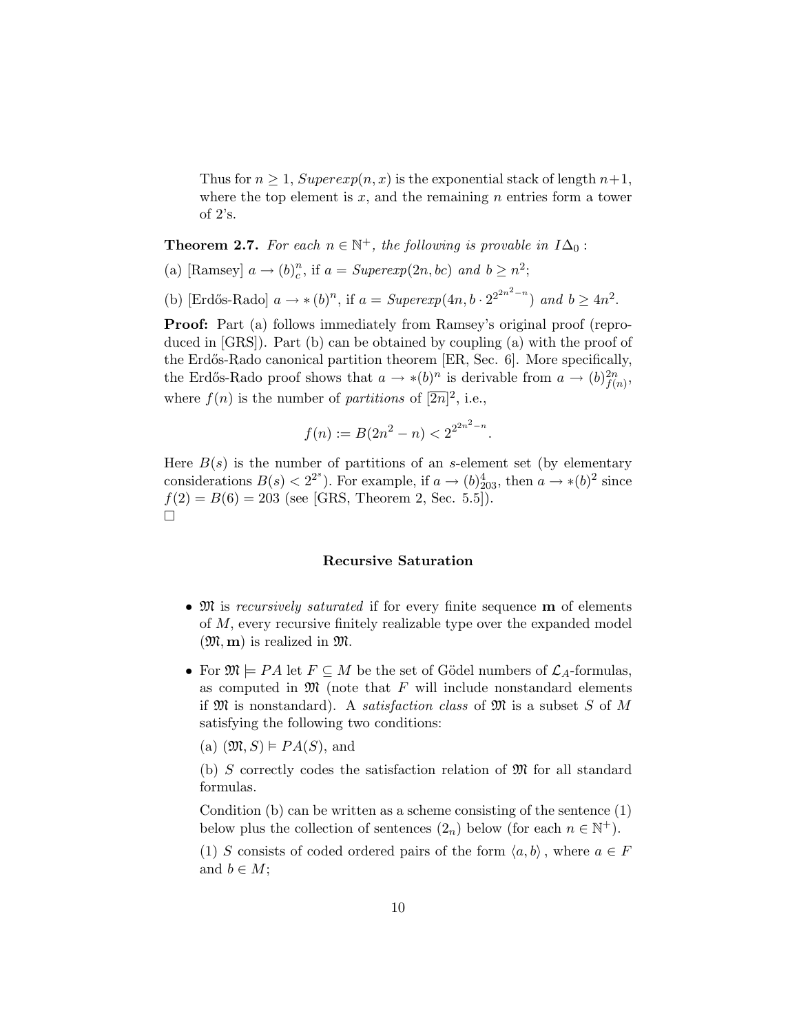Thus for $n \geq 1$, $Superexp(n, x)$ is the exponential stack of length $n+1$, where the top element is $x$, and the remaining $n$ entries form a tower of 2's.

**Theorem 2.7.** *For each $n \in \mathbb{N}^+$, the following is provable in $I\Delta_0$ :*

(a) [Ramsey] $a \rightarrow (b)^n_c$, if $a = Superexp(2n, bc)$ *and* $b \geq n^2$;

(b) [Erdős-Rado] $a \rightarrow *(b)^n$, if $a = Superexp(4n, b \cdot 2^{2^{2n^2-n}})$ *and* $b \geq 4n^2$.

**Proof:** Part (a) follows immediately from Ramsey's original proof (reproduced in [GRS]). Part (b) can be obtained by coupling (a) with the proof of the Erdős-Rado canonical partition theorem [ER, Sec. 6]. More specifically, the Erdős-Rado proof shows that $a \rightarrow *(b)^n$ is derivable from $a \rightarrow (b)^{2n}_{f(n)}$, where $f(n)$ is the number of *partitions* of $[\overline{2n}]^2$, i.e.,

$$f(n) := B(2n^2 - n) < 2^{2^{2n^2-n}}.$$

Here $B(s)$ is the number of partitions of an $s$-element set (by elementary considerations $B(s) < 2^{2^s}$). For example, if $a \rightarrow (b)^4_{203}$, then $a \rightarrow *(b)^2$ since $f(2) = B(6) = 203$ (see [GRS, Theorem 2, Sec. 5.5]).
□

### Recursive Saturation

- $\mathfrak{M}$ is *recursively saturated* if for every finite sequence $\mathbf{m}$ of elements of $M$, every recursive finitely realizable type over the expanded model $(\mathfrak{M}, \mathbf{m})$ is realized in $\mathfrak{M}$.

- For $\mathfrak{M} \models PA$ let $F \subseteq M$ be the set of Gödel numbers of $\mathcal{L}_A$-formulas, as computed in $\mathfrak{M}$ (note that $F$ will include nonstandard elements if $\mathfrak{M}$ is nonstandard). A *satisfaction class* of $\mathfrak{M}$ is a subset $S$ of $M$ satisfying the following two conditions:

  (a) $(\mathfrak{M}, S) \models PA(S)$, and

  (b) $S$ correctly codes the satisfaction relation of $\mathfrak{M}$ for all standard formulas.

  Condition (b) can be written as a scheme consisting of the sentence (1) below plus the collection of sentences ($2_n$) below (for each $n \in \mathbb{N}^+$).

  (1) $S$ consists of coded ordered pairs of the form $\langle a, b \rangle$, where $a \in F$ and $b \in M$;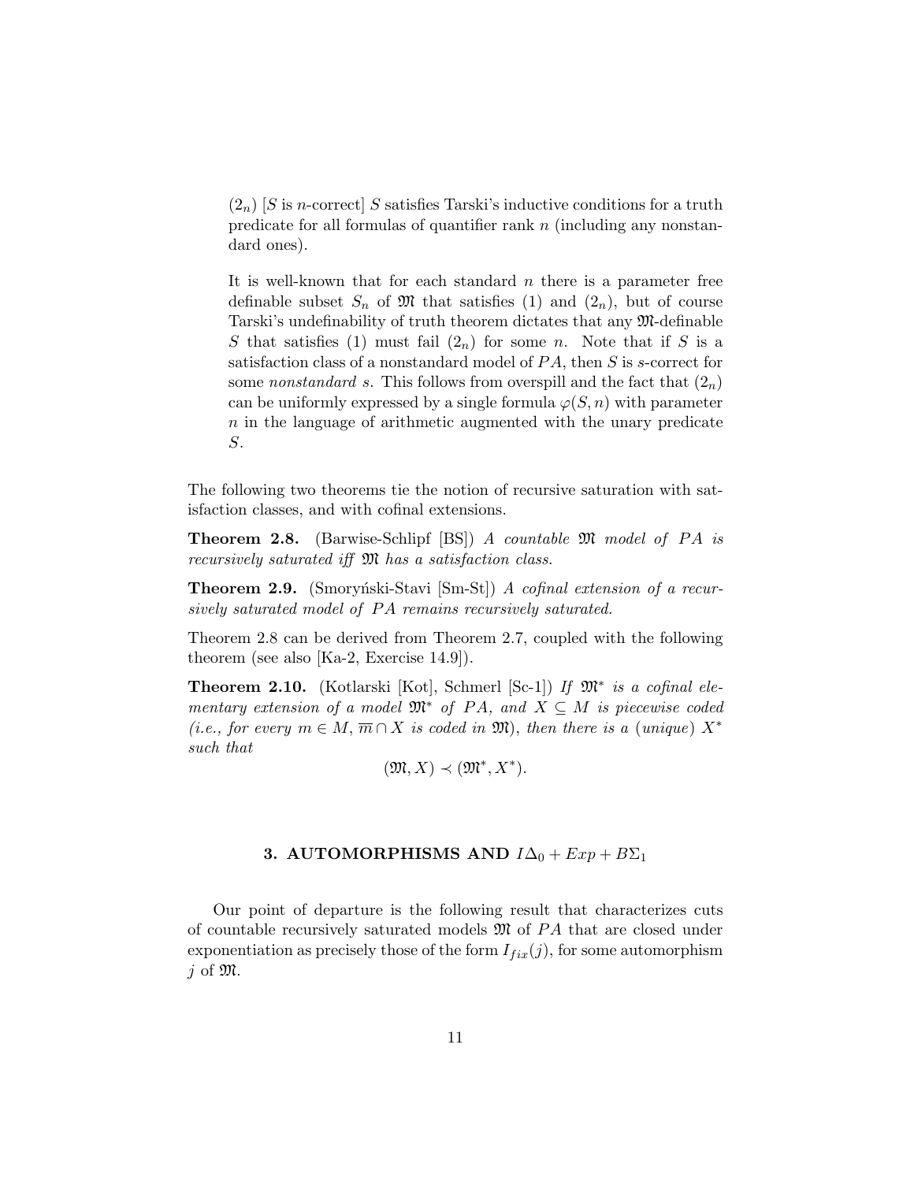$(2_n)$ [$S$ is $n$-correct] $S$ satisfies Tarski's inductive conditions for a truth predicate for all formulas of quantifier rank $n$ (including any nonstandard ones).

It is well-known that for each standard $n$ there is a parameter free definable subset $S_n$ of $\mathfrak{M}$ that satisfies (1) and $(2_n)$, but of course Tarski's undefinability of truth theorem dictates that any $\mathfrak{M}$-definable $S$ that satisfies (1) must fail $(2_n)$ for some $n$. Note that if $S$ is a satisfaction class of a nonstandard model of $PA$, then $S$ is $s$-correct for some *nonstandard* $s$. This follows from overspill and the fact that $(2_n)$ can be uniformly expressed by a single formula $\varphi(S, n)$ with parameter $n$ in the language of arithmetic augmented with the unary predicate $S$.

The following two theorems tie the notion of recursive saturation with satisfaction classes, and with cofinal extensions.

**Theorem 2.8.** (Barwise-Schlipf [BS]) *A countable $\mathfrak{M}$ model of $PA$ is recursively saturated iff $\mathfrak{M}$ has a satisfaction class.*

**Theorem 2.9.** (Smoryński-Stavi [Sm-St]) *A cofinal extension of a recursively saturated model of $PA$ remains recursively saturated.*

Theorem 2.8 can be derived from Theorem 2.7, coupled with the following theorem (see also [Ka-2, Exercise 14.9]).

**Theorem 2.10.** (Kotlarski [Kot], Schmerl [Sc-1]) *If $\mathfrak{M}^*$ is a cofinal elementary extension of a model $\mathfrak{M}^*$ of $PA$, and $X \subseteq M$ is piecewise coded (i.e., for every $m \in M$, $\overline{m} \cap X$ is coded in $\mathfrak{M}$), then there is a (unique) $X^*$ such that*

$$(\mathfrak{M}, X) \prec (\mathfrak{M}^*, X^*).$$

## 3. AUTOMORPHISMS AND $I\Delta_0 + Exp + B\Sigma_1$

Our point of departure is the following result that characterizes cuts of countable recursively saturated models $\mathfrak{M}$ of $PA$ that are closed under exponentiation as precisely those of the form $I_{fix}(j)$, for some automorphism $j$ of $\mathfrak{M}$.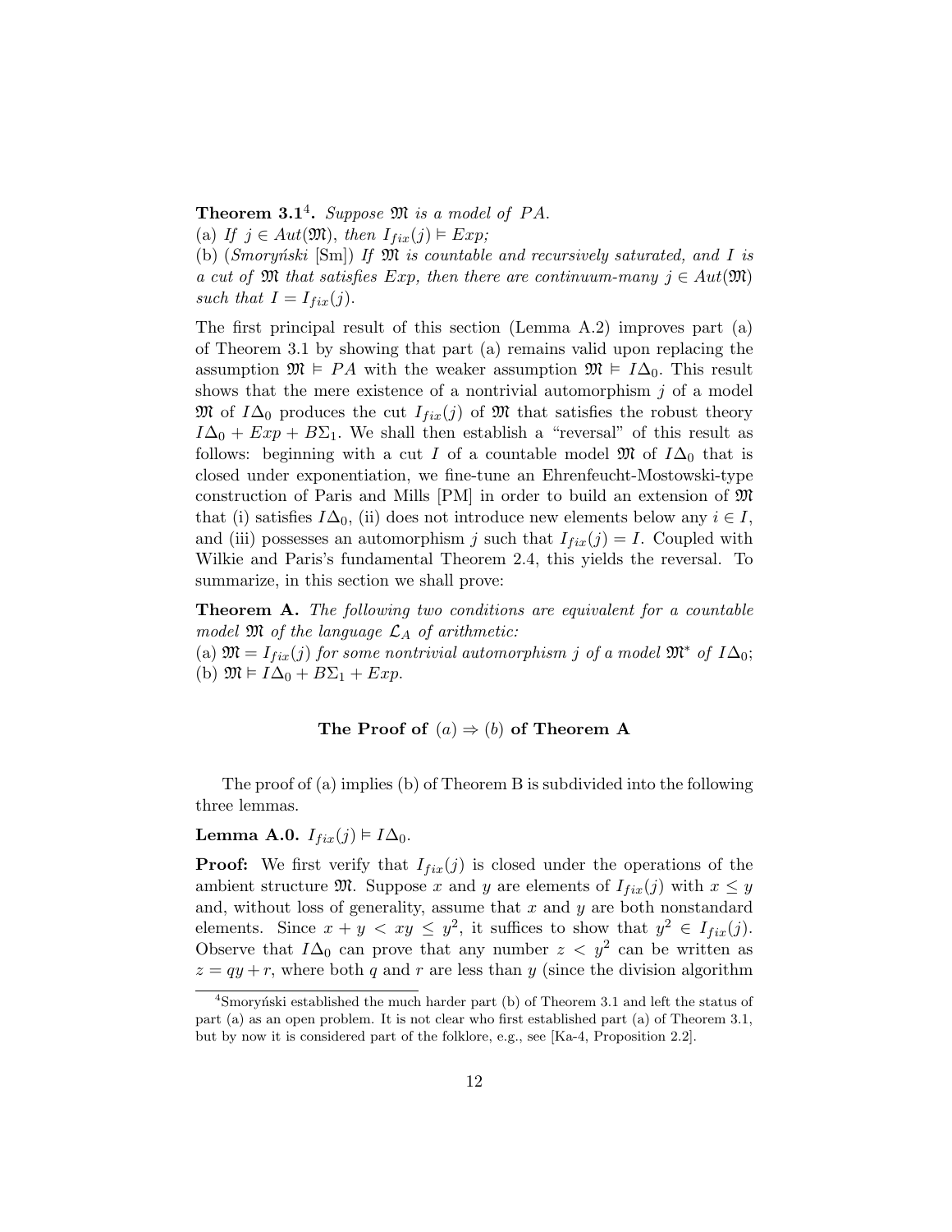**Theorem 3.1**[4]**.** *Suppose $\mathfrak{M}$ is a model of $PA$.*

(a) *If $j \in Aut(\mathfrak{M})$, then $I_{fix}(j) \vDash Exp$;*

(b) (*Smoryński* [Sm]) *If $\mathfrak{M}$ is countable and recursively saturated, and $I$ is a cut of $\mathfrak{M}$ that satisfies $Exp$, then there are continuum-many $j \in Aut(\mathfrak{M})$ such that $I = I_{fix}(j)$.*

The first principal result of this section (Lemma A.2) improves part (a) of Theorem 3.1 by showing that part (a) remains valid upon replacing the assumption $\mathfrak{M} \vDash PA$ with the weaker assumption $\mathfrak{M} \vDash I\Delta_0$. This result shows that the mere existence of a nontrivial automorphism $j$ of a model $\mathfrak{M}$ of $I\Delta_0$ produces the cut $I_{fix}(j)$ of $\mathfrak{M}$ that satisfies the robust theory $I\Delta_0 + Exp + B\Sigma_1$. We shall then establish a "reversal" of this result as follows: beginning with a cut $I$ of a countable model $\mathfrak{M}$ of $I\Delta_0$ that is closed under exponentiation, we fine-tune an Ehrenfeucht-Mostowski-type construction of Paris and Mills [PM] in order to build an extension of $\mathfrak{M}$ that (i) satisfies $I\Delta_0$, (ii) does not introduce new elements below any $i \in I$, and (iii) possesses an automorphism $j$ such that $I_{fix}(j) = I$. Coupled with Wilkie and Paris's fundamental Theorem 2.4, this yields the reversal. To summarize, in this section we shall prove:

**Theorem A.** *The following two conditions are equivalent for a countable model $\mathfrak{M}$ of the language $\mathcal{L}_A$ of arithmetic:*

(a) *$\mathfrak{M} = I_{fix}(j)$ for some nontrivial automorphism $j$ of a model $\mathfrak{M}^*$ of $I\Delta_0$;*

(b) *$\mathfrak{M} \vDash I\Delta_0 + B\Sigma_1 + Exp$.*

### The Proof of $(a) \Rightarrow (b)$ of Theorem A

The proof of (a) implies (b) of Theorem B is subdivided into the following three lemmas.

**Lemma A.0.** $I_{fix}(j) \vDash I\Delta_0$.

**Proof:** We first verify that $I_{fix}(j)$ is closed under the operations of the ambient structure $\mathfrak{M}$. Suppose $x$ and $y$ are elements of $I_{fix}(j)$ with $x \leq y$ and, without loss of generality, assume that $x$ and $y$ are both nonstandard elements. Since $x + y < xy \leq y^2$, it suffices to show that $y^2 \in I_{fix}(j)$. Observe that $I\Delta_0$ can prove that any number $z < y^2$ can be written as $z = qy + r$, where both $q$ and $r$ are less than $y$ (since the division algorithm

---

[4] Smoryński established the much harder part (b) of Theorem 3.1 and left the status of part (a) as an open problem. It is not clear who first established part (a) of Theorem 3.1, but by now it is considered part of the folklore, e.g., see [Ka-4, Proposition 2.2].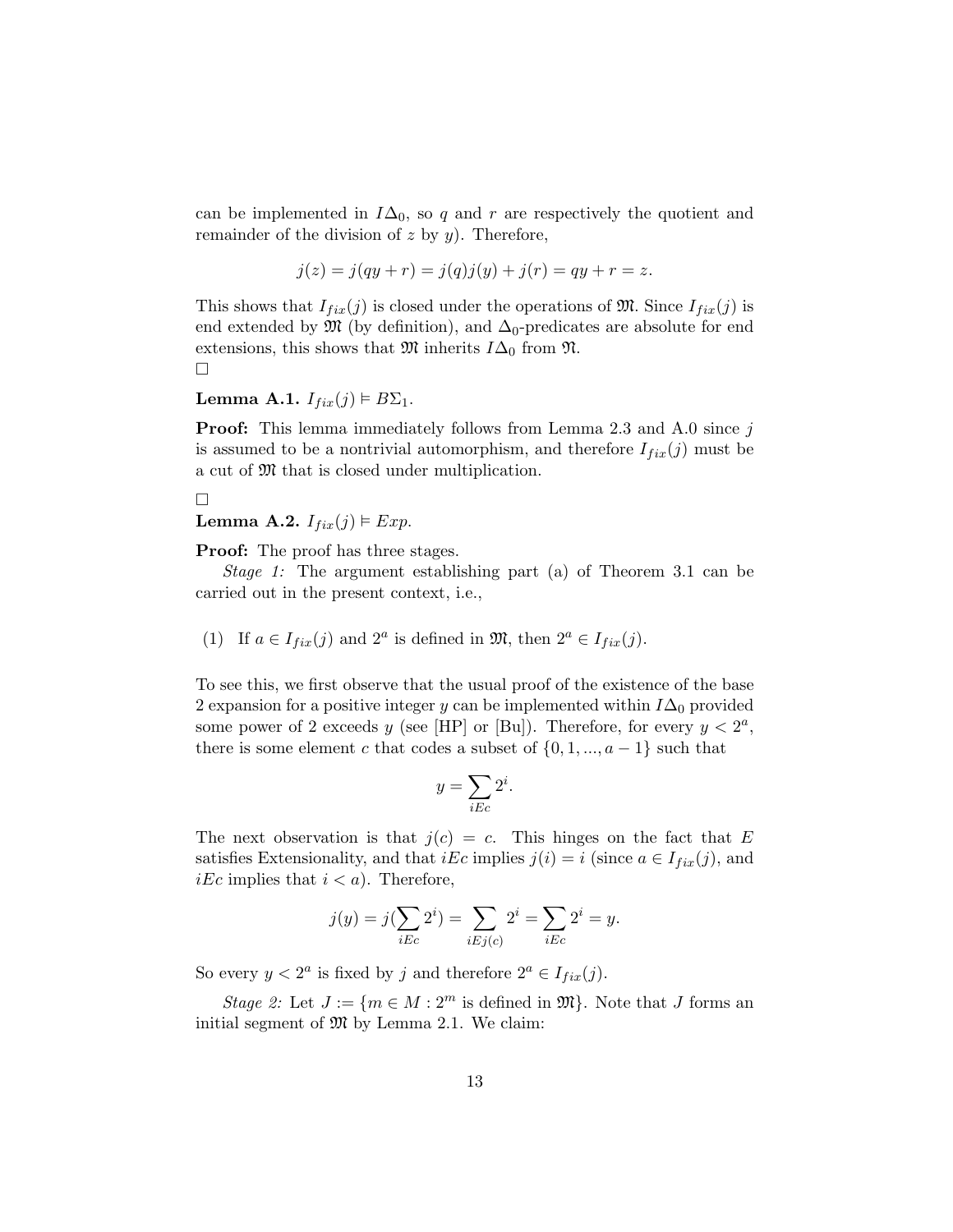can be implemented in $I\Delta_0$, so $q$ and $r$ are respectively the quotient and remainder of the division of $z$ by $y$). Therefore,

$$j(z) = j(qy + r) = j(q)j(y) + j(r) = qy + r = z.$$

This shows that $I_{fix}(j)$ is closed under the operations of $\mathfrak{M}$. Since $I_{fix}(j)$ is end extended by $\mathfrak{M}$ (by definition), and $\Delta_0$-predicates are absolute for end extensions, this shows that $\mathfrak{M}$ inherits $I\Delta_0$ from $\mathfrak{N}$.
□

**Lemma A.1.** $I_{fix}(j) \vDash B\Sigma_1$.

**Proof:** This lemma immediately follows from Lemma 2.3 and A.0 since $j$ is assumed to be a nontrivial automorphism, and therefore $I_{fix}(j)$ must be a cut of $\mathfrak{M}$ that is closed under multiplication.

□

**Lemma A.2.** $I_{fix}(j) \vDash Exp$.

**Proof:** The proof has three stages.

*Stage 1:* The argument establishing part (a) of Theorem 3.1 can be carried out in the present context, i.e.,

(1) If $a \in I_{fix}(j)$ and $2^a$ is defined in $\mathfrak{M}$, then $2^a \in I_{fix}(j)$.

To see this, we first observe that the usual proof of the existence of the base 2 expansion for a positive integer $y$ can be implemented within $I\Delta_0$ provided some power of 2 exceeds $y$ (see [HP] or [Bu]). Therefore, for every $y < 2^a$, there is some element $c$ that codes a subset of $\{0, 1, ..., a-1\}$ such that

$$y = \sum_{iEc} 2^i.$$

The next observation is that $j(c) = c$. This hinges on the fact that $E$ satisfies Extensionality, and that $iEc$ implies $j(i) = i$ (since $a \in I_{fix}(j)$, and $iEc$ implies that $i < a$). Therefore,

$$j(y) = j(\sum_{iEc} 2^i) = \sum_{iEj(c)} 2^i = \sum_{iEc} 2^i = y.$$

So every $y < 2^a$ is fixed by $j$ and therefore $2^a \in I_{fix}(j)$.

*Stage 2:* Let $J := \{m \in M : 2^m \text{ is defined in } \mathfrak{M}\}$. Note that $J$ forms an initial segment of $\mathfrak{M}$ by Lemma 2.1. We claim: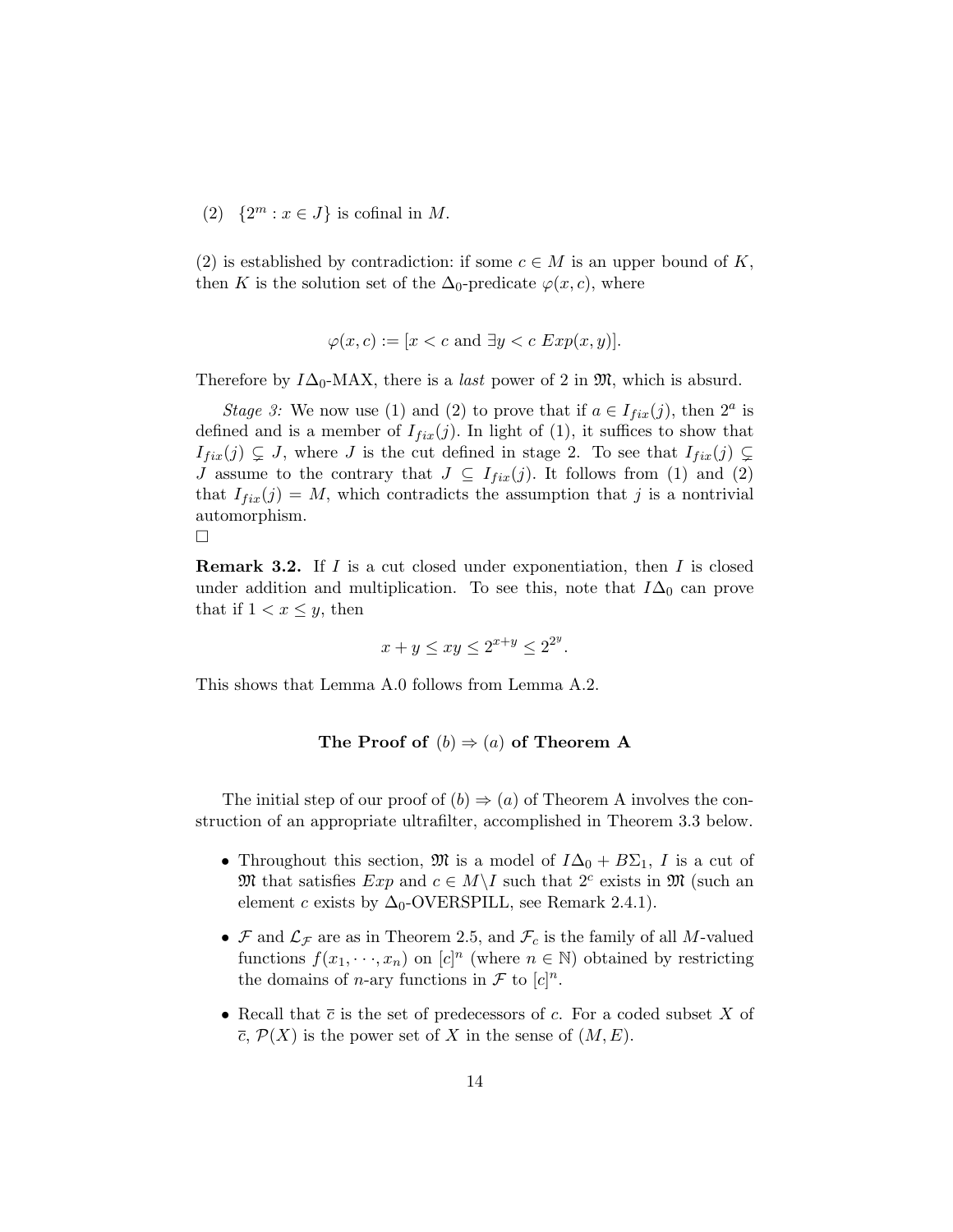(2) $\{2^m : x \in J\}$ is cofinal in $M$.

(2) is established by contradiction: if some $c \in M$ is an upper bound of $K$, then $K$ is the solution set of the $\Delta_0$-predicate $\varphi(x, c)$, where

$$\varphi(x, c) := [x < c \text{ and } \exists y < c \; Exp(x, y)].$$

Therefore by $I\Delta_0$-MAX, there is a *last* power of 2 in $\mathfrak{M}$, which is absurd.

*Stage 3:* We now use (1) and (2) to prove that if $a \in I_{fix}(j)$, then $2^a$ is defined and is a member of $I_{fix}(j)$. In light of (1), it suffices to show that $I_{fix}(j) \subsetneq J$, where $J$ is the cut defined in stage 2. To see that $I_{fix}(j) \subsetneq J$ assume to the contrary that $J \subseteq I_{fix}(j)$. It follows from (1) and (2) that $I_{fix}(j) = M$, which contradicts the assumption that $j$ is a nontrivial automorphism.

□

**Remark 3.2.** If $I$ is a cut closed under exponentiation, then $I$ is closed under addition and multiplication. To see this, note that $I\Delta_0$ can prove that if $1 < x \leq y$, then

$$x + y \leq xy \leq 2^{x+y} \leq 2^{2^y}.$$

This shows that Lemma A.0 follows from Lemma A.2.

### The Proof of $(b) \Rightarrow (a)$ of Theorem A

The initial step of our proof of $(b) \Rightarrow (a)$ of Theorem A involves the construction of an appropriate ultrafilter, accomplished in Theorem 3.3 below.

- Throughout this section, $\mathfrak{M}$ is a model of $I\Delta_0 + B\Sigma_1$, $I$ is a cut of $\mathfrak{M}$ that satisfies $Exp$ and $c \in M \backslash I$ such that $2^c$ exists in $\mathfrak{M}$ (such an element $c$ exists by $\Delta_0$-OVERSPILL, see Remark 2.4.1).
- $\mathcal{F}$ and $\mathcal{L}_{\mathcal{F}}$ are as in Theorem 2.5, and $\mathcal{F}_c$ is the family of all $M$-valued functions $f(x_1, \cdots, x_n)$ on $[c]^n$ (where $n \in \mathbb{N}$) obtained by restricting the domains of $n$-ary functions in $\mathcal{F}$ to $[c]^n$.
- Recall that $\overline{c}$ is the set of predecessors of $c$. For a coded subset $X$ of $\overline{c}$, $\mathcal{P}(X)$ is the power set of $X$ in the sense of $(M, E)$.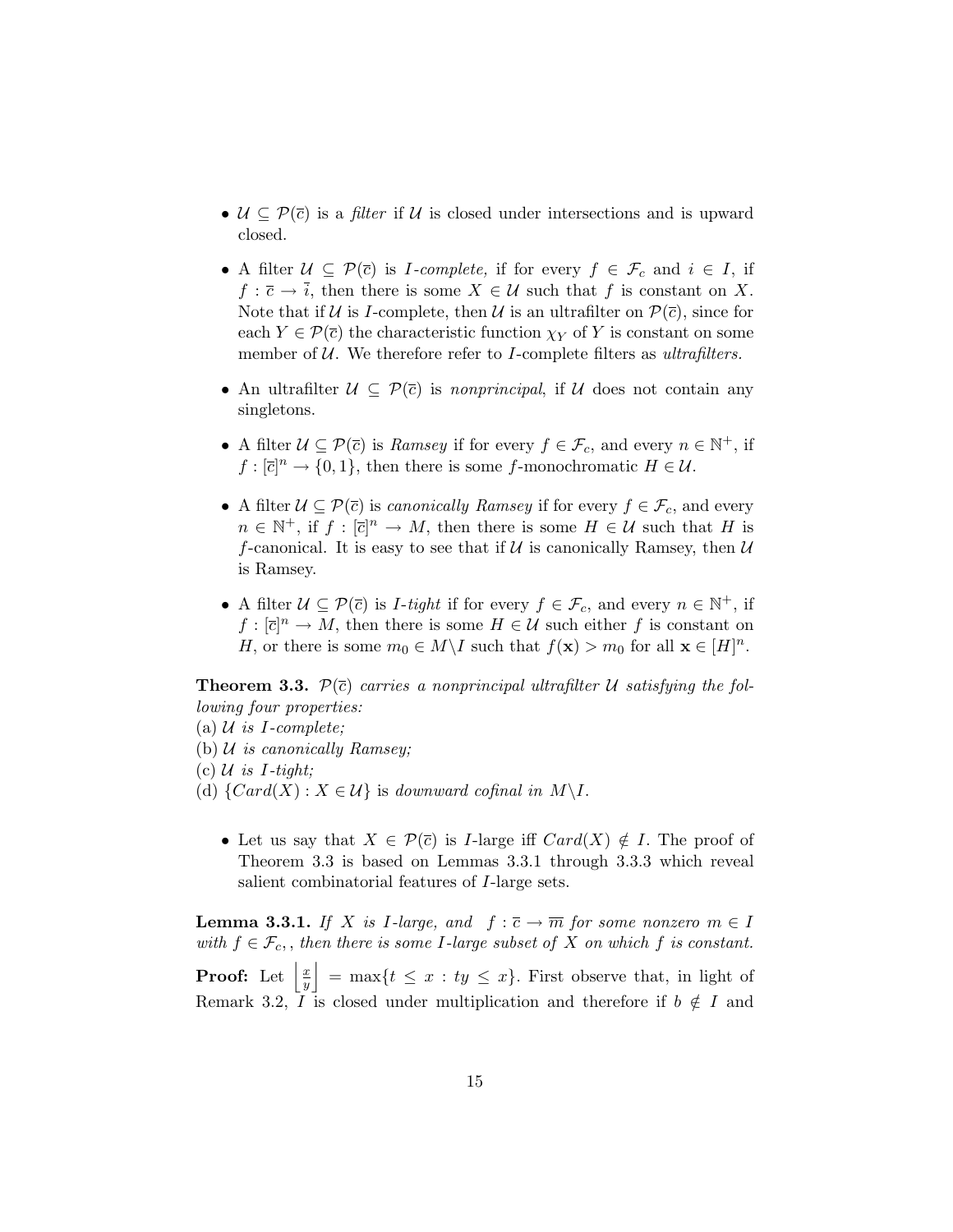- $\mathcal{U} \subseteq \mathcal{P}(\overline{c})$ is a *filter* if $\mathcal{U}$ is closed under intersections and is upward closed.

- A filter $\mathcal{U} \subseteq \mathcal{P}(\overline{c})$ is *I-complete,* if for every $f \in \mathcal{F}_c$ and $i \in I$, if $f : \overline{c} \to \overline{i}$, then there is some $X \in \mathcal{U}$ such that $f$ is constant on $X$. Note that if $\mathcal{U}$ is $I$-complete, then $\mathcal{U}$ is an ultrafilter on $\mathcal{P}(\overline{c})$, since for each $Y \in \mathcal{P}(\overline{c})$ the characteristic function $\chi_Y$ of $Y$ is constant on some member of $\mathcal{U}$. We therefore refer to $I$-complete filters as *ultrafilters.*

- An ultrafilter $\mathcal{U} \subseteq \mathcal{P}(\overline{c})$ is *nonprincipal*, if $\mathcal{U}$ does not contain any singletons.

- A filter $\mathcal{U} \subseteq \mathcal{P}(\overline{c})$ is *Ramsey* if for every $f \in \mathcal{F}_c$, and every $n \in \mathbb{N}^+$, if $f : [\overline{c}]^n \to \{0, 1\}$, then there is some $f$-monochromatic $H \in \mathcal{U}$.

- A filter $\mathcal{U} \subseteq \mathcal{P}(\overline{c})$ is *canonically Ramsey* if for every $f \in \mathcal{F}_c$, and every $n \in \mathbb{N}^+$, if $f : [\overline{c}]^n \to M$, then there is some $H \in \mathcal{U}$ such that $H$ is $f$-canonical. It is easy to see that if $\mathcal{U}$ is canonically Ramsey, then $\mathcal{U}$ is Ramsey.

- A filter $\mathcal{U} \subseteq \mathcal{P}(\overline{c})$ is *I-tight* if for every $f \in \mathcal{F}_c$, and every $n \in \mathbb{N}^+$, if $f : [\overline{c}]^n \to M$, then there is some $H \in \mathcal{U}$ such either $f$ is constant on $H$, or there is some $m_0 \in M \backslash I$ such that $f(\mathbf{x}) > m_0$ for all $\mathbf{x} \in [H]^n$.

**Theorem 3.3.** *$\mathcal{P}(\overline{c})$ carries a nonprincipal ultrafilter $\mathcal{U}$ satisfying the following four properties:*
(a) *$\mathcal{U}$ is I-complete;*
(b) *$\mathcal{U}$ is canonically Ramsey;*
(c) *$\mathcal{U}$ is I-tight;*
(d) $\{Card(X) : X \in \mathcal{U}\}$ is *downward cofinal in* $M \backslash I$.

- Let us say that $X \in \mathcal{P}(\overline{c})$ is $I$-large iff $Card(X) \notin I$. The proof of Theorem 3.3 is based on Lemmas 3.3.1 through 3.3.3 which reveal salient combinatorial features of $I$-large sets.

**Lemma 3.3.1.** *If $X$ is I-large, and $f : \overline{c} \to \overline{m}$ for some nonzero $m \in I$ with $f \in \mathcal{F}_c$, , then there is some I-large subset of $X$ on which $f$ is constant.*

**Proof:** Let $\left\lfloor \frac{x}{y} \right\rfloor = \max\{t \leq x : ty \leq x\}$. First observe that, in light of Remark 3.2, $I$ is closed under multiplication and therefore if $b \notin I$ and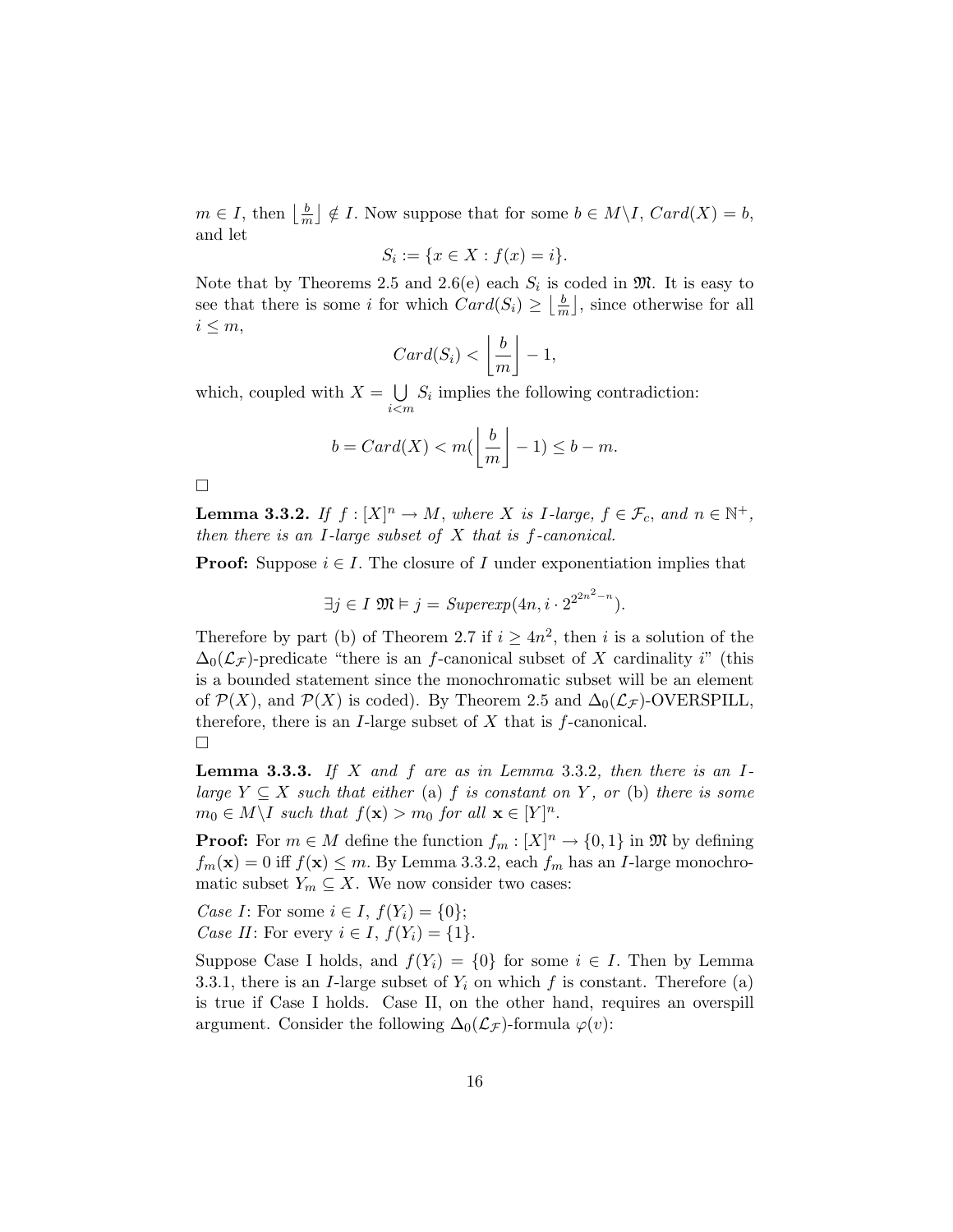$m \in I$, then $\lfloor \frac{b}{m} \rfloor \notin I$. Now suppose that for some $b \in M \backslash I$, $Card(X) = b$, and let

$$S_i := \{x \in X : f(x) = i\}.$$

Note that by Theorems 2.5 and 2.6(e) each $S_i$ is coded in $\mathfrak{M}$. It is easy to see that there is some $i$ for which $Card(S_i) \geq \lfloor \frac{b}{m} \rfloor$, since otherwise for all $i \leq m$,

$$Card(S_i) < \left\lfloor \frac{b}{m} \right\rfloor - 1,$$

which, coupled with $X = \bigcup_{i<m} S_i$ implies the following contradiction:

$$b = Card(X) < m(\left\lfloor \frac{b}{m} \right\rfloor - 1) \leq b - m.$$

□

**Lemma 3.3.2.** *If $f : [X]^n \to M$, where $X$ is $I$-large, $f \in \mathcal{F}_c$, and $n \in \mathbb{N}^+$, then there is an $I$-large subset of $X$ that is $f$-canonical.*

**Proof:** Suppose $i \in I$. The closure of $I$ under exponentiation implies that

$$\exists j \in I \; \mathfrak{M} \vDash j = \mathit{Superexp}(4n, i \cdot 2^{2^{2n^2-n}}).$$

Therefore by part (b) of Theorem 2.7 if $i \geq 4n^2$, then $i$ is a solution of the $\Delta_0(\mathcal{L}_\mathcal{F})$-predicate "there is an $f$-canonical subset of $X$ cardinality $i$" (this is a bounded statement since the monochromatic subset will be an element of $\mathcal{P}(X)$, and $\mathcal{P}(X)$ is coded). By Theorem 2.5 and $\Delta_0(\mathcal{L}_\mathcal{F})$-OVERSPILL, therefore, there is an $I$-large subset of $X$ that is $f$-canonical.
□

**Lemma 3.3.3.** *If $X$ and $f$ are as in Lemma 3.3.2, then there is an $I$-large $Y \subseteq X$ such that either* (a) *$f$ is constant on $Y$, or* (b) *there is some $m_0 \in M \backslash I$ such that $f(\mathbf{x}) > m_0$ for all $\mathbf{x} \in [Y]^n$.*

**Proof:** For $m \in M$ define the function $f_m : [X]^n \to \{0, 1\}$ in $\mathfrak{M}$ by defining $f_m(\mathbf{x}) = 0$ iff $f(\mathbf{x}) \leq m$. By Lemma 3.3.2, each $f_m$ has an $I$-large monochromatic subset $Y_m \subseteq X$. We now consider two cases:

*Case I*: For some $i \in I$, $f(Y_i) = \{0\}$;
*Case II*: For every $i \in I$, $f(Y_i) = \{1\}$.

Suppose Case I holds, and $f(Y_i) = \{0\}$ for some $i \in I$. Then by Lemma 3.3.1, there is an $I$-large subset of $Y_i$ on which $f$ is constant. Therefore (a) is true if Case I holds. Case II, on the other hand, requires an overspill argument. Consider the following $\Delta_0(\mathcal{L}_\mathcal{F})$-formula $\varphi(v)$: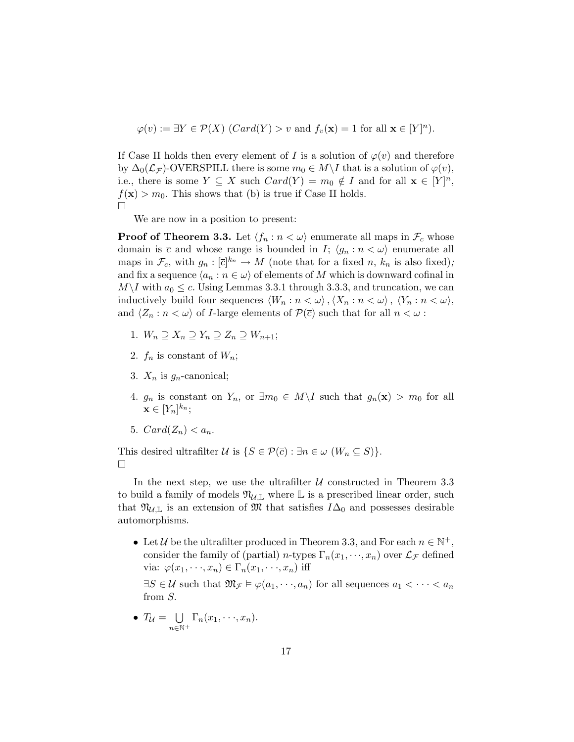$$\varphi(v) := \exists Y \in \mathcal{P}(X)\ (Card(Y) > v \text{ and } f_v(\mathbf{x}) = 1 \text{ for all } \mathbf{x} \in [Y]^n).$$

If Case II holds then every element of $I$ is a solution of $\varphi(v)$ and therefore by $\Delta_0(\mathcal{L}_\mathcal{F})$-OVERSPILL there is some $m_0 \in M \backslash I$ that is a solution of $\varphi(v)$, i.e., there is some $Y \subseteq X$ such $Card(Y) = m_0 \notin I$ and for all $\mathbf{x} \in [Y]^n$, $f(\mathbf{x}) > m_0$. This shows that (b) is true if Case II holds.
□

We are now in a position to present:

**Proof of Theorem 3.3.** Let $\langle f_n : n < \omega \rangle$ enumerate all maps in $\mathcal{F}_c$ whose domain is $\overline{c}$ and whose range is bounded in $I$; $\langle g_n : n < \omega \rangle$ enumerate all maps in $\mathcal{F}_c$, with $g_n : [\overline{c}]^{k_n} \to M$ (note that for a fixed $n$, $k_n$ is also fixed); and fix a sequence $\langle a_n : n \in \omega \rangle$ of elements of $M$ which is downward cofinal in $M \backslash I$ with $a_0 \leq c$. Using Lemmas 3.3.1 through 3.3.3, and truncation, we can inductively build four sequences $\langle W_n : n < \omega \rangle$, $\langle X_n : n < \omega \rangle$, $\langle Y_n : n < \omega \rangle$, and $\langle Z_n : n < \omega \rangle$ of $I$-large elements of $\mathcal{P}(\overline{c})$ such that for all $n < \omega$ :

1. $W_n \supseteq X_n \supseteq Y_n \supseteq Z_n \supseteq W_{n+1}$;
2. $f_n$ is constant of $W_n$;
3. $X_n$ is $g_n$-canonical;
4. $g_n$ is constant on $Y_n$, or $\exists m_0 \in M \backslash I$ such that $g_n(\mathbf{x}) > m_0$ for all $\mathbf{x} \in [Y_n]^{k_n}$;
5. $Card(Z_n) < a_n$.

This desired ultrafilter $\mathcal{U}$ is $\{S \in \mathcal{P}(\overline{c}) : \exists n \in \omega\ (W_n \subseteq S)\}$.
□

In the next step, we use the ultrafilter $\mathcal{U}$ constructed in Theorem 3.3 to build a family of models $\mathfrak{N}_{\mathcal{U},\mathbb{L}}$ where $\mathbb{L}$ is a prescribed linear order, such that $\mathfrak{N}_{\mathcal{U},\mathbb{L}}$ is an extension of $\mathfrak{M}$ that satisfies $I\Delta_0$ and possesses desirable automorphisms.

- Let $\mathcal{U}$ be the ultrafilter produced in Theorem 3.3, and For each $n \in \mathbb{N}^+$, consider the family of (partial) $n$-types $\Gamma_n(x_1, \cdots, x_n)$ over $\mathcal{L}_\mathcal{F}$ defined via: $\varphi(x_1, \cdots, x_n) \in \Gamma_n(x_1, \cdots, x_n)$ iff

  $\exists S \in \mathcal{U}$ such that $\mathfrak{M}_\mathcal{F} \vDash \varphi(a_1, \cdots, a_n)$ for all sequences $a_1 < \cdots < a_n$ from $S$.

- $T_\mathcal{U} = \bigcup\limits_{n \in \mathbb{N}^+} \Gamma_n(x_1, \cdots, x_n)$.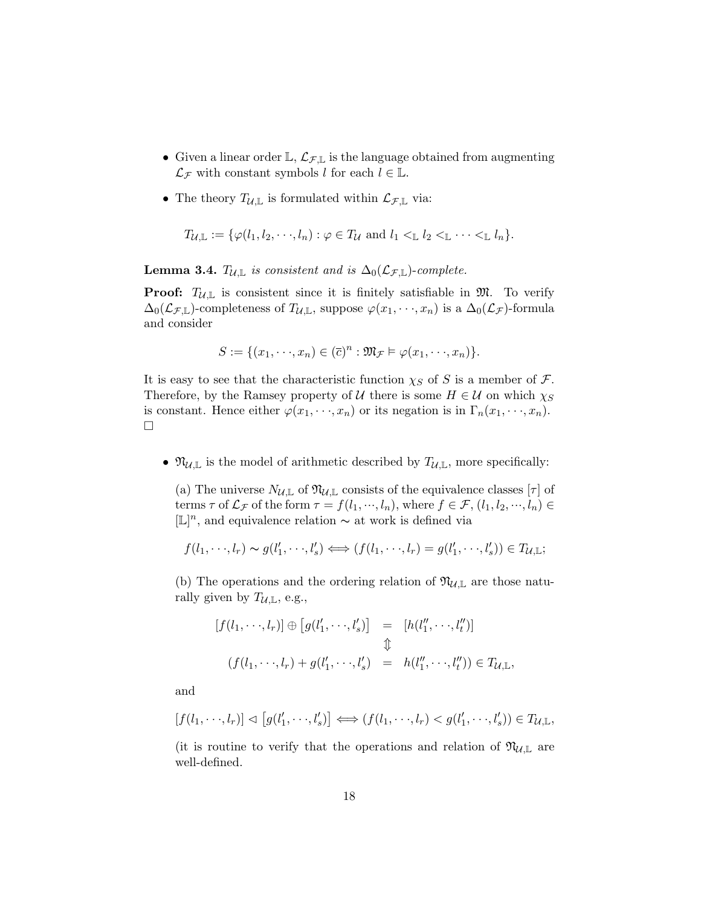- Given a linear order $\mathbb{L}$, $\mathcal{L}_{\mathcal{F},\mathbb{L}}$ is the language obtained from augmenting $\mathcal{L}_{\mathcal{F}}$ with constant symbols $l$ for each $l \in \mathbb{L}$.

- The theory $T_{\mathcal{U},\mathbb{L}}$ is formulated within $\mathcal{L}_{\mathcal{F},\mathbb{L}}$ via:

$$T_{\mathcal{U},\mathbb{L}} := \{\varphi(l_1, l_2, \cdots, l_n) : \varphi \in T_{\mathcal{U}} \text{ and } l_1 <_{\mathbb{L}} l_2 <_{\mathbb{L}} \cdots <_{\mathbb{L}} l_n\}.$$

**Lemma 3.4.** *$T_{\mathcal{U},\mathbb{L}}$ is consistent and is $\Delta_0(\mathcal{L}_{\mathcal{F},\mathbb{L}})$-complete.*

**Proof:** $T_{\mathcal{U},\mathbb{L}}$ is consistent since it is finitely satisfiable in $\mathfrak{M}$. To verify $\Delta_0(\mathcal{L}_{\mathcal{F},\mathbb{L}})$-completeness of $T_{\mathcal{U},\mathbb{L}}$, suppose $\varphi(x_1, \cdots, x_n)$ is a $\Delta_0(\mathcal{L}_{\mathcal{F}})$-formula and consider

$$S := \{(x_1, \cdots, x_n) \in (\bar{c})^n : \mathfrak{M}_{\mathcal{F}} \models \varphi(x_1, \cdots, x_n)\}.$$

It is easy to see that the characteristic function $\chi_S$ of $S$ is a member of $\mathcal{F}$. Therefore, by the Ramsey property of $\mathcal{U}$ there is some $H \in \mathcal{U}$ on which $\chi_S$ is constant. Hence either $\varphi(x_1, \cdots, x_n)$ or its negation is in $\Gamma_n(x_1, \cdots, x_n)$. $\square$

- $\mathfrak{N}_{\mathcal{U},\mathbb{L}}$ is the model of arithmetic described by $T_{\mathcal{U},\mathbb{L}}$, more specifically:

  (a) The universe $N_{\mathcal{U},\mathbb{L}}$ of $\mathfrak{N}_{\mathcal{U},\mathbb{L}}$ consists of the equivalence classes $[\tau]$ of terms $\tau$ of $\mathcal{L}_{\mathcal{F}}$ of the form $\tau = f(l_1, \cdots, l_n)$, where $f \in \mathcal{F}$, $(l_1, l_2, \cdots, l_n) \in [\mathbb{L}]^n$, and equivalence relation $\sim$ at work is defined via

  $$f(l_1, \cdots, l_r) \sim g(l'_1, \cdots, l'_s) \Longleftrightarrow (f(l_1, \cdots, l_r) = g(l'_1, \cdots, l'_s)) \in T_{\mathcal{U},\mathbb{L}};$$

  (b) The operations and the ordering relation of $\mathfrak{N}_{\mathcal{U},\mathbb{L}}$ are those naturally given by $T_{\mathcal{U},\mathbb{L}}$, e.g.,

  $$\begin{array}{rcl} [f(l_1, \cdots, l_r)] \oplus [g(l'_1, \cdots, l'_s)] & = & [h(l''_1, \cdots, l''_t)] \\ & \Updownarrow & \\ (f(l_1, \cdots, l_r) + g(l'_1, \cdots, l'_s) & = & h(l''_1, \cdots, l''_t)) \in T_{\mathcal{U},\mathbb{L}}, \end{array}$$

  and

  $$[f(l_1, \cdots, l_r)] \lhd [g(l'_1, \cdots, l'_s)] \Longleftrightarrow (f(l_1, \cdots, l_r) < g(l'_1, \cdots, l'_s)) \in T_{\mathcal{U},\mathbb{L}},$$

  (it is routine to verify that the operations and relation of $\mathfrak{N}_{\mathcal{U},\mathbb{L}}$ are well-defined.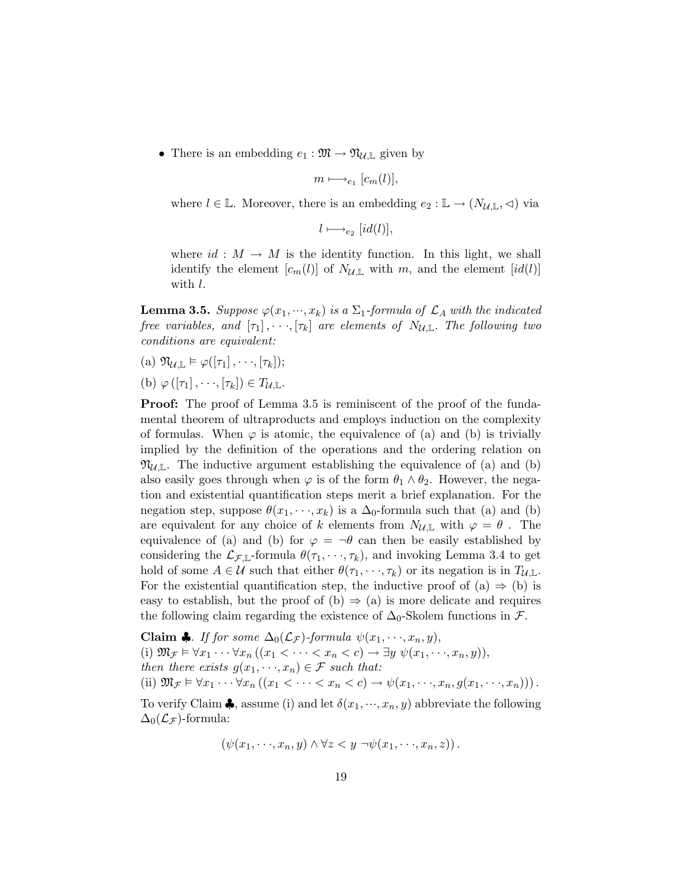- There is an embedding $e_1 : \mathfrak{M} \to \mathfrak{N}_{\mathcal{U},\mathbb{L}}$ given by

$$m \longmapsto_{e_1} [c_m(l)],$$

where $l \in \mathbb{L}$. Moreover, there is an embedding $e_2 : \mathbb{L} \to (N_{\mathcal{U},\mathbb{L}}, \lhd)$ via

$$l \longmapsto_{e_2} [id(l)],$$

where $id : M \to M$ is the identity function. In this light, we shall identify the element $[c_m(l)]$ of $N_{\mathcal{U},\mathbb{L}}$ with $m$, and the element $[id(l)]$ with $l$.

**Lemma 3.5.** *Suppose $\varphi(x_1, \cdots, x_k)$ is a $\Sigma_1$-formula of $\mathcal{L}_A$ with the indicated free variables, and $[\tau_1], \cdots, [\tau_k]$ are elements of $N_{\mathcal{U},\mathbb{L}}$. The following two conditions are equivalent:*

(a) $\mathfrak{N}_{\mathcal{U},\mathbb{L}} \models \varphi([\tau_1], \cdots, [\tau_k])$;

(b) $\varphi([\tau_1], \cdots, [\tau_k]) \in T_{\mathcal{U},\mathbb{L}}$.

**Proof:** The proof of Lemma 3.5 is reminiscent of the proof of the fundamental theorem of ultraproducts and employs induction on the complexity of formulas. When $\varphi$ is atomic, the equivalence of (a) and (b) is trivially implied by the definition of the operations and the ordering relation on $\mathfrak{N}_{\mathcal{U},\mathbb{L}}$. The inductive argument establishing the equivalence of (a) and (b) also easily goes through when $\varphi$ is of the form $\theta_1 \wedge \theta_2$. However, the negation and existential quantification steps merit a brief explanation. For the negation step, suppose $\theta(x_1, \cdots, x_k)$ is a $\Delta_0$-formula such that (a) and (b) are equivalent for any choice of $k$ elements from $N_{\mathcal{U},\mathbb{L}}$ with $\varphi = \theta$ . The equivalence of (a) and (b) for $\varphi = \neg\theta$ can then be easily established by considering the $\mathcal{L}_{\mathcal{F},\mathbb{L}}$-formula $\theta(\tau_1, \cdots, \tau_k)$, and invoking Lemma 3.4 to get hold of some $A \in \mathcal{U}$ such that either $\theta(\tau_1, \cdots, \tau_k)$ or its negation is in $T_{\mathcal{U},\mathbb{L}}$. For the existential quantification step, the inductive proof of (a) $\Rightarrow$ (b) is easy to establish, but the proof of (b) $\Rightarrow$ (a) is more delicate and requires the following claim regarding the existence of $\Delta_0$-Skolem functions in $\mathcal{F}$.

**Claim ♣.** *If for some $\Delta_0(\mathcal{L}_{\mathcal{F}})$-formula $\psi(x_1, \cdots, x_n, y)$,*
(i) $\mathfrak{M}_{\mathcal{F}} \models \forall x_1 \cdots \forall x_n ((x_1 < \cdots < x_n < c) \to \exists y\ \psi(x_1, \cdots, x_n, y))$,
*then there exists $g(x_1, \cdots, x_n) \in \mathcal{F}$ such that:*
(ii) $\mathfrak{M}_{\mathcal{F}} \models \forall x_1 \cdots \forall x_n ((x_1 < \cdots < x_n < c) \to \psi(x_1, \cdots, x_n, g(x_1, \cdots, x_n)))$.

To verify Claim ♣, assume (i) and let $\delta(x_1, \cdots, x_n, y)$ abbreviate the following $\Delta_0(\mathcal{L}_{\mathcal{F}})$-formula:

$$(\psi(x_1, \cdots, x_n, y) \wedge \forall z < y\ \neg\psi(x_1, \cdots, x_n, z)).$$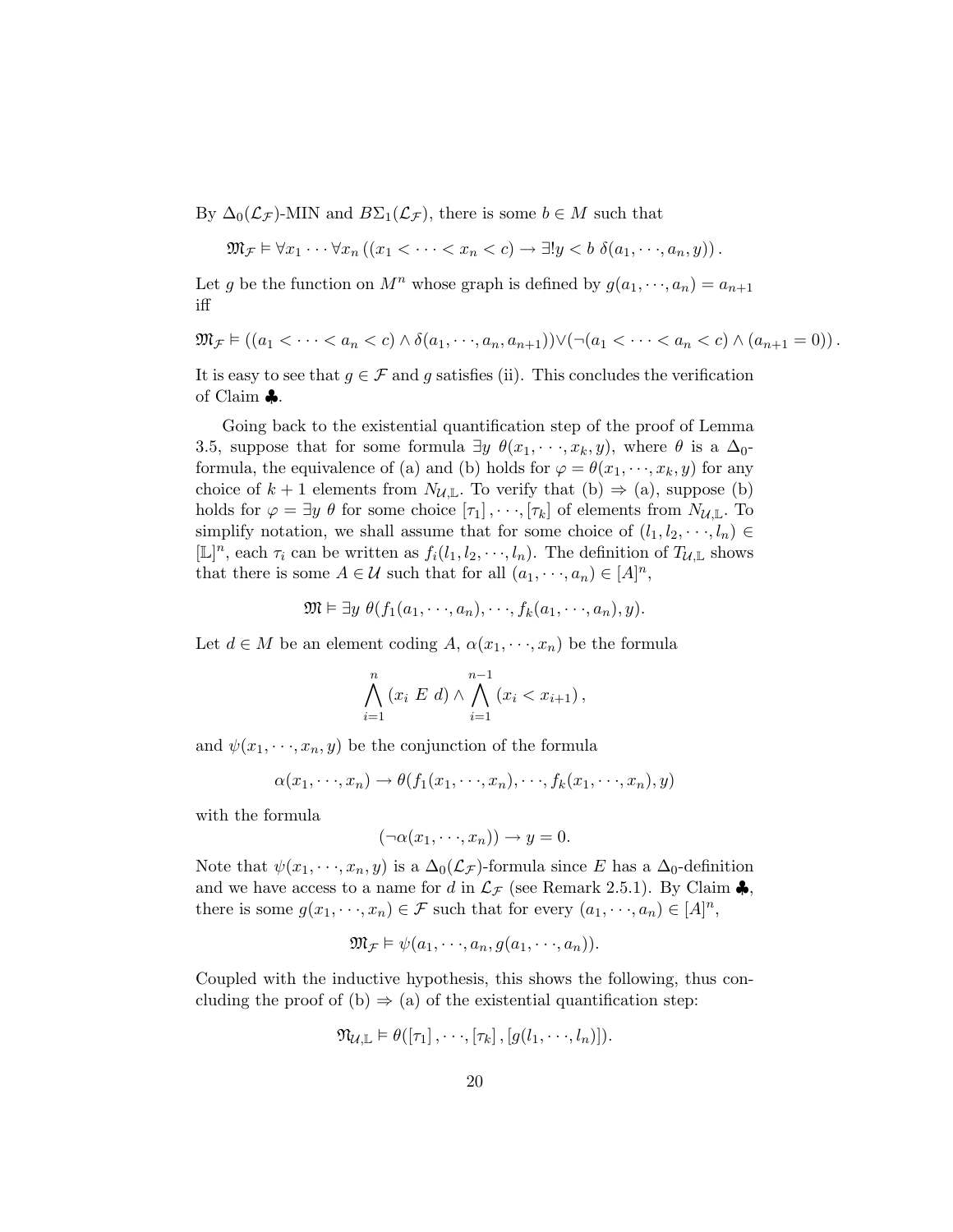By $\Delta_0(\mathcal{L}_\mathcal{F})$-MIN and $B\Sigma_1(\mathcal{L}_\mathcal{F})$, there is some $b \in M$ such that

$$\mathfrak{M}_\mathcal{F} \models \forall x_1 \cdots \forall x_n \left( (x_1 < \cdots < x_n < c) \rightarrow \exists! y < b \ \delta(a_1, \cdots, a_n, y) \right).$$

Let $g$ be the function on $M^n$ whose graph is defined by $g(a_1, \cdots, a_n) = a_{n+1}$ iff

$$\mathfrak{M}_\mathcal{F} \models ((a_1 < \cdots < a_n < c) \wedge \delta(a_1, \cdots, a_n, a_{n+1})) \vee (\neg(a_1 < \cdots < a_n < c) \wedge (a_{n+1} = 0)).$$

It is easy to see that $g \in \mathcal{F}$ and $g$ satisfies (ii). This concludes the verification of Claim ♣.

Going back to the existential quantification step of the proof of Lemma 3.5, suppose that for some formula $\exists y \ \theta(x_1, \cdots, x_k, y)$, where $\theta$ is a $\Delta_0$-formula, the equivalence of (a) and (b) holds for $\varphi = \theta(x_1, \cdots, x_k, y)$ for any choice of $k+1$ elements from $N_{\mathcal{U},\mathbb{L}}$. To verify that (b) $\Rightarrow$ (a), suppose (b) holds for $\varphi = \exists y \ \theta$ for some choice $[\tau_1], \cdots, [\tau_k]$ of elements from $N_{\mathcal{U},\mathbb{L}}$. To simplify notation, we shall assume that for some choice of $(l_1, l_2, \cdots, l_n) \in [\mathbb{L}]^n$, each $\tau_i$ can be written as $f_i(l_1, l_2, \cdots, l_n)$. The definition of $T_{\mathcal{U},\mathbb{L}}$ shows that there is some $A \in \mathcal{U}$ such that for all $(a_1, \cdots, a_n) \in [A]^n$,

$$\mathfrak{M} \models \exists y \ \theta(f_1(a_1, \cdots, a_n), \cdots, f_k(a_1, \cdots, a_n), y).$$

Let $d \in M$ be an element coding $A$, $\alpha(x_1, \cdots, x_n)$ be the formula

$$\bigwedge_{i=1}^{n} (x_i \ E \ d) \wedge \bigwedge_{i=1}^{n-1} (x_i < x_{i+1}),$$

and $\psi(x_1, \cdots, x_n, y)$ be the conjunction of the formula

$$\alpha(x_1, \cdots, x_n) \rightarrow \theta(f_1(x_1, \cdots, x_n), \cdots, f_k(x_1, \cdots, x_n), y)$$

with the formula

$$(\neg\alpha(x_1, \cdots, x_n)) \rightarrow y = 0.$$

Note that $\psi(x_1, \cdots, x_n, y)$ is a $\Delta_0(\mathcal{L}_\mathcal{F})$-formula since $E$ has a $\Delta_0$-definition and we have access to a name for $d$ in $\mathcal{L}_\mathcal{F}$ (see Remark 2.5.1). By Claim ♣, there is some $g(x_1, \cdots, x_n) \in \mathcal{F}$ such that for every $(a_1, \cdots, a_n) \in [A]^n$,

$$\mathfrak{M}_\mathcal{F} \models \psi(a_1, \cdots, a_n, g(a_1, \cdots, a_n)).$$

Coupled with the inductive hypothesis, this shows the following, thus concluding the proof of (b) $\Rightarrow$ (a) of the existential quantification step:

$$\mathfrak{N}_{\mathcal{U},\mathbb{L}} \models \theta([\tau_1], \cdots, [\tau_k], [g(l_1, \cdots, l_n)]).$$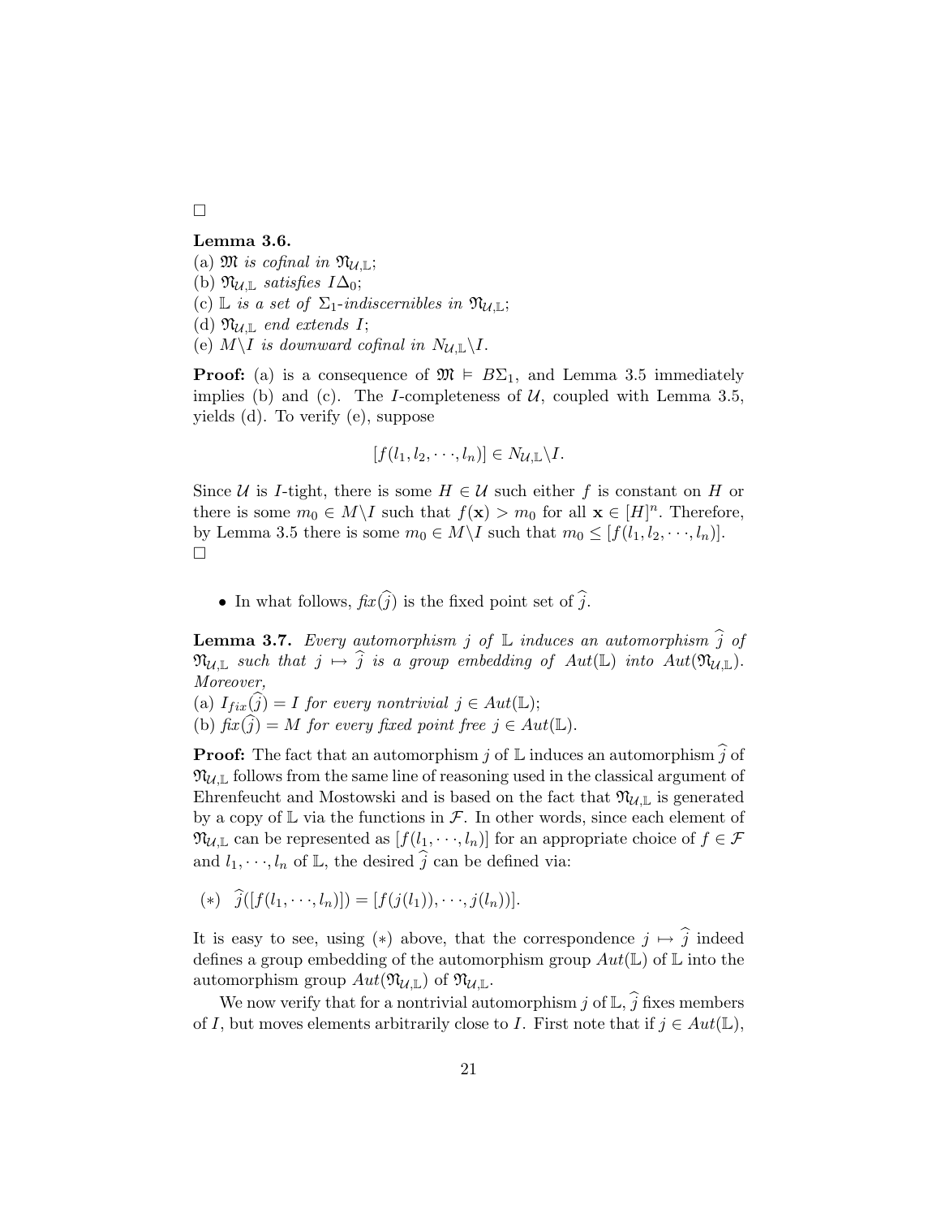□

**Lemma 3.6.**
(a) $\mathfrak{M}$ *is cofinal in* $\mathfrak{N}_{\mathcal{U},\mathbb{L}}$;
(b) $\mathfrak{N}_{\mathcal{U},\mathbb{L}}$ *satisfies* $I\Delta_0$;
(c) $\mathbb{L}$ *is a set of* $\Sigma_1$*-indiscernibles in* $\mathfrak{N}_{\mathcal{U},\mathbb{L}}$;
(d) $\mathfrak{N}_{\mathcal{U},\mathbb{L}}$ *end extends* $I$;
(e) $M\backslash I$ *is downward cofinal in* $N_{\mathcal{U},\mathbb{L}}\backslash I$.

**Proof:** (a) is a consequence of $\mathfrak{M} \models B\Sigma_1$, and Lemma 3.5 immediately implies (b) and (c). The $I$-completeness of $\mathcal{U}$, coupled with Lemma 3.5, yields (d). To verify (e), suppose

$$[f(l_1, l_2, \cdots, l_n)] \in N_{\mathcal{U},\mathbb{L}}\backslash I.$$

Since $\mathcal{U}$ is $I$-tight, there is some $H \in \mathcal{U}$ such either $f$ is constant on $H$ or there is some $m_0 \in M\backslash I$ such that $f(\mathbf{x}) > m_0$ for all $\mathbf{x} \in [H]^n$. Therefore, by Lemma 3.5 there is some $m_0 \in M\backslash I$ such that $m_0 \leq [f(l_1, l_2, \cdots, l_n)]$.
□

- In what follows, $\mathit{fix}(\widehat{j})$ is the fixed point set of $\widehat{j}$.

**Lemma 3.7.** *Every automorphism* $j$ *of* $\mathbb{L}$ *induces an automorphism* $\widehat{j}$ *of* $\mathfrak{N}_{\mathcal{U},\mathbb{L}}$ *such that* $j \mapsto \widehat{j}$ *is a group embedding of* $Aut(\mathbb{L})$ *into* $Aut(\mathfrak{N}_{\mathcal{U},\mathbb{L}})$. *Moreover,*
(a) $I_{fix}(\widehat{j}) = I$ *for every nontrivial* $j \in Aut(\mathbb{L})$;
(b) $\mathit{fix}(\widehat{j}) = M$ *for every fixed point free* $j \in Aut(\mathbb{L})$.

**Proof:** The fact that an automorphism $j$ of $\mathbb{L}$ induces an automorphism $\widehat{j}$ of $\mathfrak{N}_{\mathcal{U},\mathbb{L}}$ follows from the same line of reasoning used in the classical argument of Ehrenfeucht and Mostowski and is based on the fact that $\mathfrak{N}_{\mathcal{U},\mathbb{L}}$ is generated by a copy of $\mathbb{L}$ via the functions in $\mathcal{F}$. In other words, since each element of $\mathfrak{N}_{\mathcal{U},\mathbb{L}}$ can be represented as $[f(l_1, \cdots, l_n)]$ for an appropriate choice of $f \in \mathcal{F}$ and $l_1, \cdots, l_n$ of $\mathbb{L}$, the desired $\widehat{j}$ can be defined via:

$(*)\quad \widehat{j}([f(l_1, \cdots, l_n)]) = [f(j(l_1)), \cdots, j(l_n))].$

It is easy to see, using $(*)$ above, that the correspondence $j \mapsto \widehat{j}$ indeed defines a group embedding of the automorphism group $Aut(\mathbb{L})$ of $\mathbb{L}$ into the automorphism group $Aut(\mathfrak{N}_{\mathcal{U},\mathbb{L}})$ of $\mathfrak{N}_{\mathcal{U},\mathbb{L}}$.

We now verify that for a nontrivial automorphism $j$ of $\mathbb{L}$, $\widehat{j}$ fixes members of $I$, but moves elements arbitrarily close to $I$. First note that if $j \in Aut(\mathbb{L})$,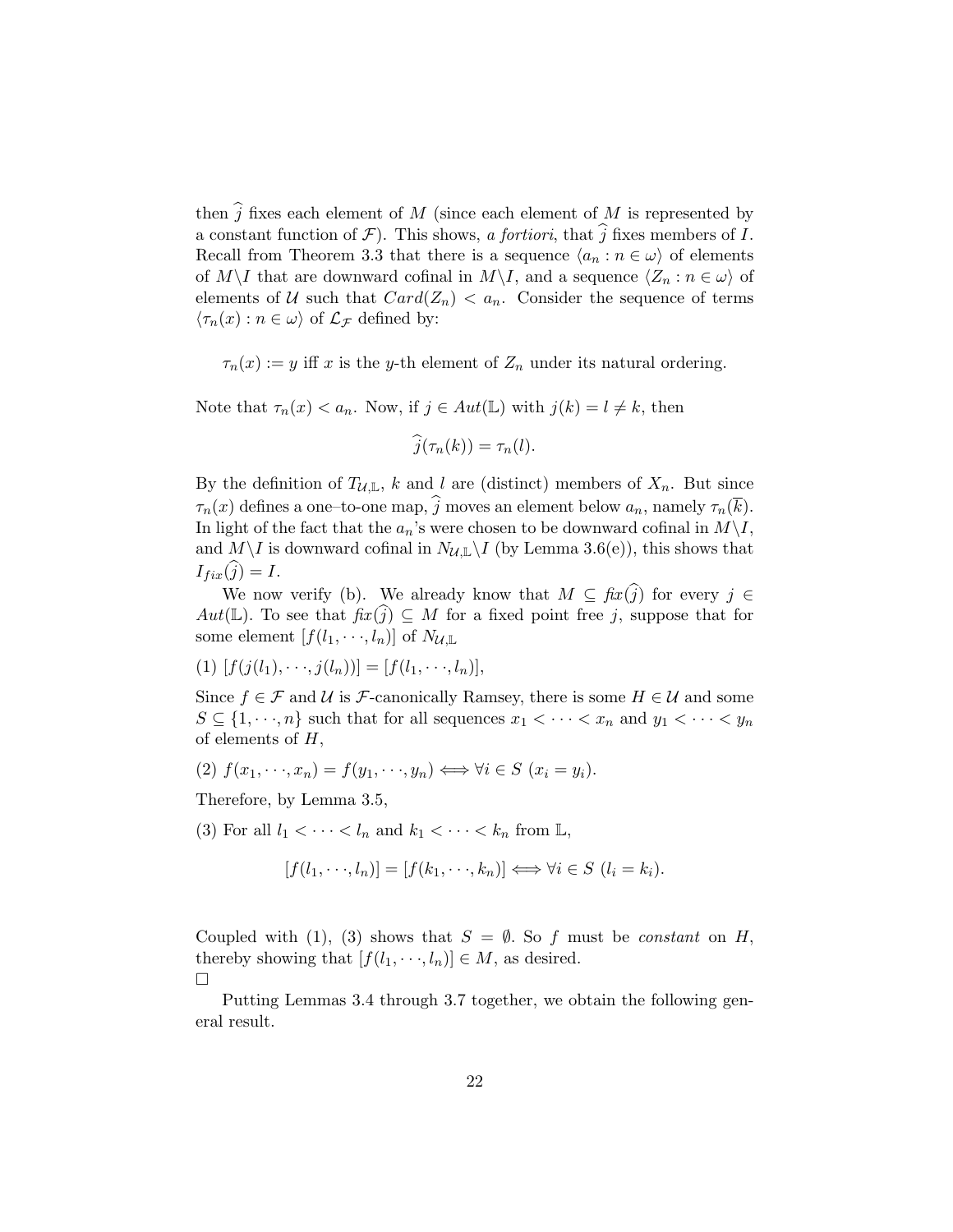then $\widehat{j}$ fixes each element of $M$ (since each element of $M$ is represented by a constant function of $\mathcal{F}$). This shows, *a fortiori*, that $\widehat{j}$ fixes members of $I$. Recall from Theorem 3.3 that there is a sequence $\langle a_n : n \in \omega \rangle$ of elements of $M \backslash I$ that are downward cofinal in $M \backslash I$, and a sequence $\langle Z_n : n \in \omega \rangle$ of elements of $\mathcal{U}$ such that $Card(Z_n) < a_n$. Consider the sequence of terms $\langle \tau_n(x) : n \in \omega \rangle$ of $\mathcal{L}_{\mathcal{F}}$ defined by:

$\tau_n(x) := y$ iff $x$ is the $y$-th element of $Z_n$ under its natural ordering.

Note that $\tau_n(x) < a_n$. Now, if $j \in Aut(\mathbb{L})$ with $j(k) = l \neq k$, then

$$\widehat{j}(\tau_n(k)) = \tau_n(l).$$

By the definition of $T_{\mathcal{U},\mathbb{L}}$, $k$ and $l$ are (distinct) members of $X_n$. But since $\tau_n(x)$ defines a one–to-one map, $\widehat{j}$ moves an element below $a_n$, namely $\tau_n(\overline{k})$. In light of the fact that the $a_n$'s were chosen to be downward cofinal in $M \backslash I$, and $M \backslash I$ is downward cofinal in $N_{\mathcal{U},\mathbb{L}} \backslash I$ (by Lemma 3.6(e)), this shows that $I_{fix}(\widehat{j}) = I$.

We now verify (b). We already know that $M \subseteq fix(\widehat{j})$ for every $j \in Aut(\mathbb{L})$. To see that $fix(\widehat{j}) \subseteq M$ for a fixed point free $j$, suppose that for some element $[f(l_1, \cdots, l_n)]$ of $N_{\mathcal{U},\mathbb{L}}$

(1) $[f(j(l_1), \cdots, j(l_n))] = [f(l_1, \cdots, l_n)]$,

Since $f \in \mathcal{F}$ and $\mathcal{U}$ is $\mathcal{F}$-canonically Ramsey, there is some $H \in \mathcal{U}$ and some $S \subseteq \{1, \cdots, n\}$ such that for all sequences $x_1 < \cdots < x_n$ and $y_1 < \cdots < y_n$ of elements of $H$,

(2) $f(x_1, \cdots, x_n) = f(y_1, \cdots, y_n) \Longleftrightarrow \forall i \in S\ (x_i = y_i)$.

Therefore, by Lemma 3.5,

(3) For all $l_1 < \cdots < l_n$ and $k_1 < \cdots < k_n$ from $\mathbb{L}$,

$$[f(l_1, \cdots, l_n)] = [f(k_1, \cdots, k_n)] \Longleftrightarrow \forall i \in S\ (l_i = k_i).$$

Coupled with (1), (3) shows that $S = \emptyset$. So $f$ must be *constant* on $H$, thereby showing that $[f(l_1, \cdots, l_n)] \in M$, as desired.
□

Putting Lemmas 3.4 through 3.7 together, we obtain the following general result.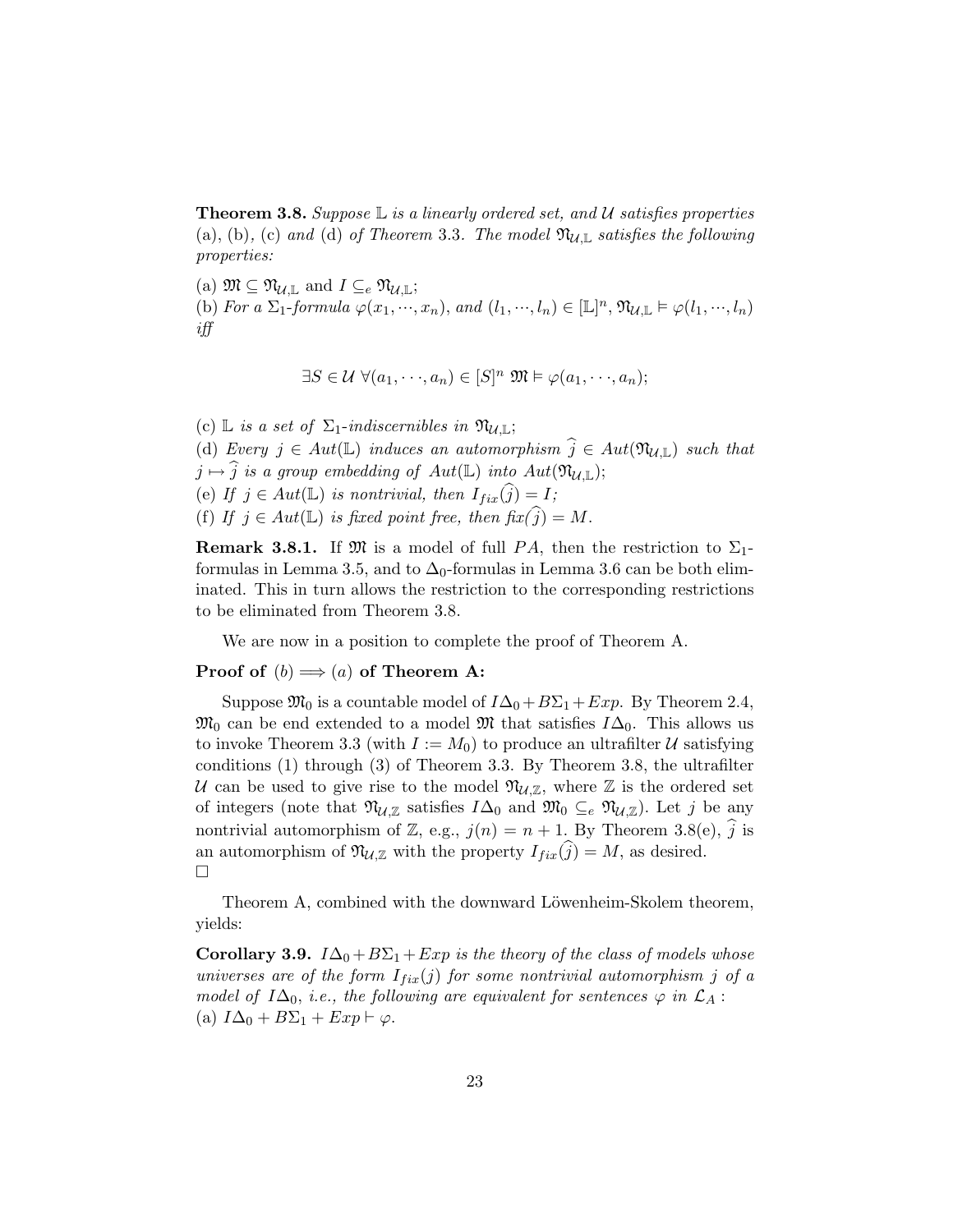**Theorem 3.8.** *Suppose* $\mathbb{L}$ *is a linearly ordered set, and* $\mathcal{U}$ *satisfies properties* (a), (b), (c) *and* (d) *of Theorem* 3.3. *The model* $\mathfrak{N}_{\mathcal{U},\mathbb{L}}$ *satisfies the following properties:*

(a) $\mathfrak{M} \subseteq \mathfrak{N}_{\mathcal{U},\mathbb{L}}$ and $I \subseteq_e \mathfrak{N}_{\mathcal{U},\mathbb{L}}$;
(b) *For a* $\Sigma_1$*-formula* $\varphi(x_1, \cdots, x_n)$*, and* $(l_1, \cdots, l_n) \in [\mathbb{L}]^n$, $\mathfrak{N}_{\mathcal{U},\mathbb{L}} \models \varphi(l_1, \cdots, l_n)$ *iff*

$$\exists S \in \mathcal{U}\ \forall (a_1, \cdots, a_n) \in [S]^n\ \mathfrak{M} \models \varphi(a_1, \cdots, a_n);$$

(c) $\mathbb{L}$ *is a set of* $\Sigma_1$*-indiscernibles in* $\mathfrak{N}_{\mathcal{U},\mathbb{L}}$;
(d) *Every* $j \in Aut(\mathbb{L})$ *induces an automorphism* $\widehat{j} \in Aut(\mathfrak{N}_{\mathcal{U},\mathbb{L}})$ *such that* $j \mapsto \widehat{j}$ *is a group embedding of* $Aut(\mathbb{L})$ *into* $Aut(\mathfrak{N}_{\mathcal{U},\mathbb{L}})$;
(e) *If* $j \in Aut(\mathbb{L})$ *is nontrivial, then* $I_{fix}(\widehat{j}) = I$;
(f) *If* $j \in Aut(\mathbb{L})$ *is fixed point free, then* $fix(\widehat{j}) = M$.

**Remark 3.8.1.** If $\mathfrak{M}$ is a model of full $PA$, then the restriction to $\Sigma_1$-formulas in Lemma 3.5, and to $\Delta_0$-formulas in Lemma 3.6 can be both eliminated. This in turn allows the restriction to the corresponding restrictions to be eliminated from Theorem 3.8.

We are now in a position to complete the proof of Theorem A.

**Proof of** $(b) \Longrightarrow (a)$ **of Theorem A:**

Suppose $\mathfrak{M}_0$ is a countable model of $I\Delta_0 + B\Sigma_1 + Exp$. By Theorem 2.4, $\mathfrak{M}_0$ can be end extended to a model $\mathfrak{M}$ that satisfies $I\Delta_0$. This allows us to invoke Theorem 3.3 (with $I := M_0$) to produce an ultrafilter $\mathcal{U}$ satisfying conditions (1) through (3) of Theorem 3.3. By Theorem 3.8, the ultrafilter $\mathcal{U}$ can be used to give rise to the model $\mathfrak{N}_{\mathcal{U},\mathbb{Z}}$, where $\mathbb{Z}$ is the ordered set of integers (note that $\mathfrak{N}_{\mathcal{U},\mathbb{Z}}$ satisfies $I\Delta_0$ and $\mathfrak{M}_0 \subseteq_e \mathfrak{N}_{\mathcal{U},\mathbb{Z}}$). Let $j$ be any nontrivial automorphism of $\mathbb{Z}$, e.g., $j(n) = n + 1$. By Theorem 3.8(e), $\widehat{j}$ is an automorphism of $\mathfrak{N}_{\mathcal{U},\mathbb{Z}}$ with the property $I_{fix}(\widehat{j}) = M$, as desired.
□

Theorem A, combined with the downward Löwenheim-Skolem theorem, yields:

**Corollary 3.9.** $I\Delta_0 + B\Sigma_1 + Exp$ *is the theory of the class of models whose universes are of the form* $I_{fix}(j)$ *for some nontrivial automorphism* $j$ *of a model of* $I\Delta_0$*, i.e., the following are equivalent for sentences* $\varphi$ *in* $\mathcal{L}_A$ *:*
(a) $I\Delta_0 + B\Sigma_1 + Exp \vdash \varphi$.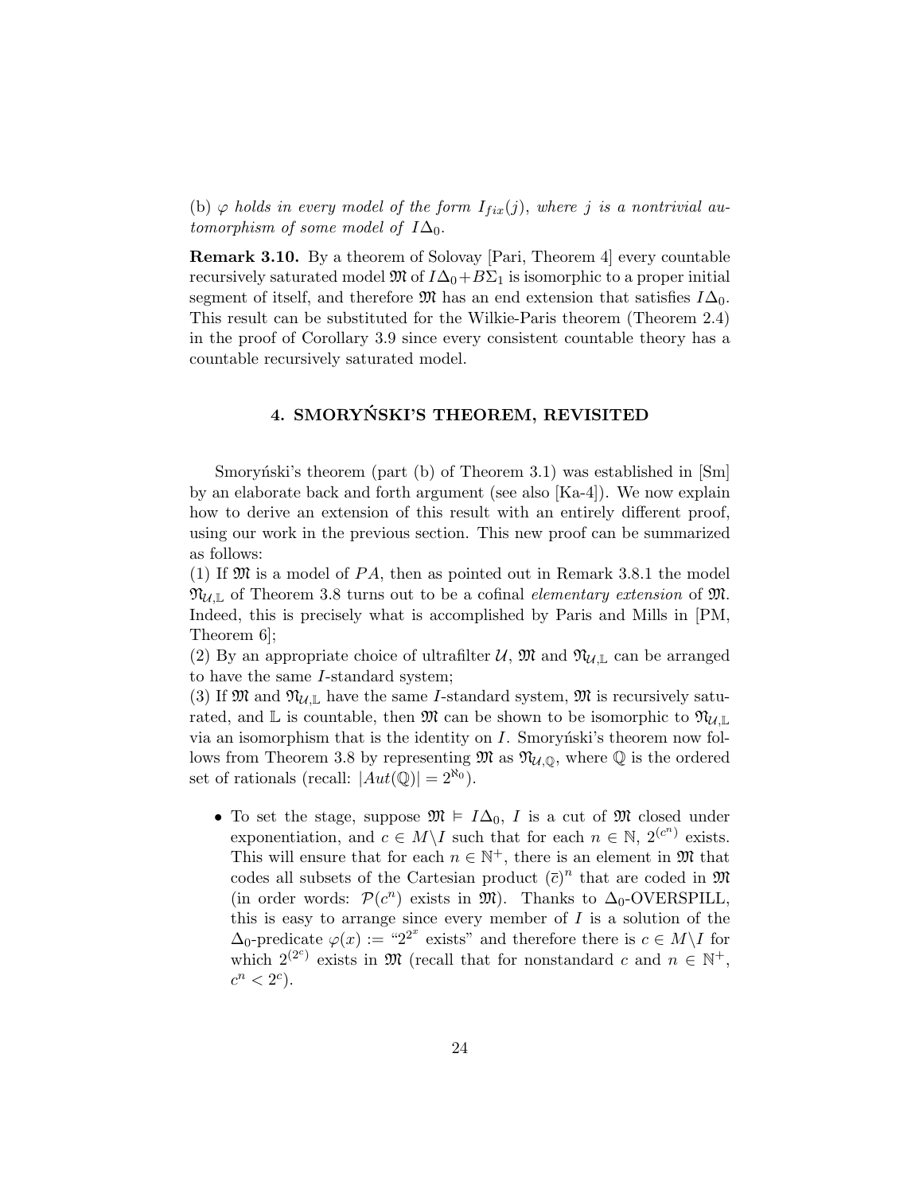(b) $\varphi$ *holds in every model of the form* $I_{fix}(j)$, *where* $j$ *is a nontrivial automorphism of some model of* $I\Delta_0$.

**Remark 3.10.** By a theorem of Solovay [Pari, Theorem 4] every countable recursively saturated model $\mathfrak{M}$ of $I\Delta_0+B\Sigma_1$ is isomorphic to a proper initial segment of itself, and therefore $\mathfrak{M}$ has an end extension that satisfies $I\Delta_0$. This result can be substituted for the Wilkie-Paris theorem (Theorem 2.4) in the proof of Corollary 3.9 since every consistent countable theory has a countable recursively saturated model.

## 4. SMORYŃSKI'S THEOREM, REVISITED

Smoryński's theorem (part (b) of Theorem 3.1) was established in [Sm] by an elaborate back and forth argument (see also [Ka-4]). We now explain how to derive an extension of this result with an entirely different proof, using our work in the previous section. This new proof can be summarized as follows:

(1) If $\mathfrak{M}$ is a model of $PA$, then as pointed out in Remark 3.8.1 the model $\mathfrak{N}_{\mathcal{U},\mathbb{L}}$ of Theorem 3.8 turns out to be a cofinal *elementary extension* of $\mathfrak{M}$. Indeed, this is precisely what is accomplished by Paris and Mills in [PM, Theorem 6];

(2) By an appropriate choice of ultrafilter $\mathcal{U}$, $\mathfrak{M}$ and $\mathfrak{N}_{\mathcal{U},\mathbb{L}}$ can be arranged to have the same $I$-standard system;

(3) If $\mathfrak{M}$ and $\mathfrak{N}_{\mathcal{U},\mathbb{L}}$ have the same $I$-standard system, $\mathfrak{M}$ is recursively saturated, and $\mathbb{L}$ is countable, then $\mathfrak{M}$ can be shown to be isomorphic to $\mathfrak{N}_{\mathcal{U},\mathbb{L}}$ via an isomorphism that is the identity on $I$. Smoryński's theorem now follows from Theorem 3.8 by representing $\mathfrak{M}$ as $\mathfrak{N}_{\mathcal{U},\mathbb{Q}}$, where $\mathbb{Q}$ is the ordered set of rationals (recall: $|Aut(\mathbb{Q})| = 2^{\aleph_0}$).

- To set the stage, suppose $\mathfrak{M} \models I\Delta_0$, $I$ is a cut of $\mathfrak{M}$ closed under exponentiation, and $c \in M\backslash I$ such that for each $n \in \mathbb{N}$, $2^{(c^n)}$ exists. This will ensure that for each $n \in \mathbb{N}^+$, there is an element in $\mathfrak{M}$ that codes all subsets of the Cartesian product $(\overline{c})^n$ that are coded in $\mathfrak{M}$ (in order words: $\mathcal{P}(c^n)$ exists in $\mathfrak{M}$). Thanks to $\Delta_0$-OVERSPILL, this is easy to arrange since every member of $I$ is a solution of the $\Delta_0$-predicate $\varphi(x) :=$ "$2^{2^x}$ exists" and therefore there is $c \in M\backslash I$ for which $2^{(2^c)}$ exists in $\mathfrak{M}$ (recall that for nonstandard $c$ and $n \in \mathbb{N}^+$, $c^n < 2^c$).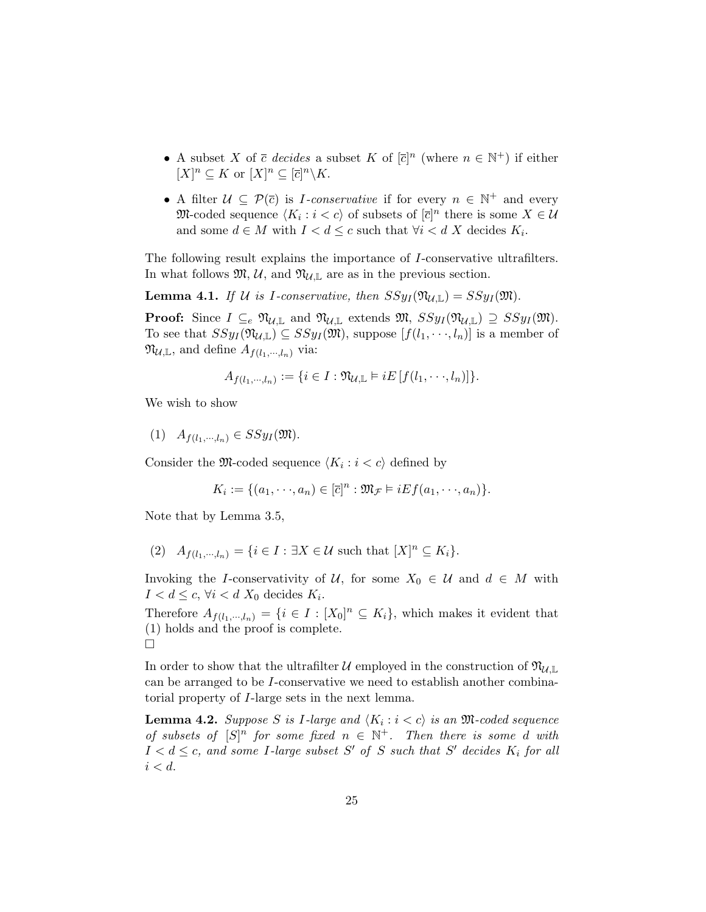- A subset $X$ of $\overline{c}$ *decides* a subset $K$ of $[\overline{c}]^n$ (where $n \in \mathbb{N}^+$) if either $[X]^n \subseteq K$ or $[X]^n \subseteq [\overline{c}]^n \backslash K$.

- A filter $\mathcal{U} \subseteq \mathcal{P}(\overline{c})$ is *$I$-conservative* if for every $n \in \mathbb{N}^+$ and every $\mathfrak{M}$-coded sequence $\langle K_i : i < c\rangle$ of subsets of $[\overline{c}]^n$ there is some $X \in \mathcal{U}$ and some $d \in M$ with $I < d \leq c$ such that $\forall i < d$ $X$ decides $K_i$.

The following result explains the importance of $I$-conservative ultrafilters. In what follows $\mathfrak{M}$, $\mathcal{U}$, and $\mathfrak{N}_{\mathcal{U},\mathbb{L}}$ are as in the previous section.

**Lemma 4.1.** *If $\mathcal{U}$ is $I$-conservative, then $SSy_I(\mathfrak{N}_{\mathcal{U},\mathbb{L}}) = SSy_I(\mathfrak{M})$.*

**Proof:** Since $I \subseteq_e \mathfrak{N}_{\mathcal{U},\mathbb{L}}$ and $\mathfrak{N}_{\mathcal{U},\mathbb{L}}$ extends $\mathfrak{M}$, $SSy_I(\mathfrak{N}_{\mathcal{U},\mathbb{L}}) \supseteq SSy_I(\mathfrak{M})$. To see that $SSy_I(\mathfrak{N}_{\mathcal{U},\mathbb{L}}) \subseteq SSy_I(\mathfrak{M})$, suppose $[f(l_1, \cdots, l_n)]$ is a member of $\mathfrak{N}_{\mathcal{U},\mathbb{L}}$, and define $A_{f(l_1,\cdots,l_n)}$ via:

$$A_{f(l_1,\cdots,l_n)} := \{i \in I : \mathfrak{N}_{\mathcal{U},\mathbb{L}} \vDash iE\,[f(l_1, \cdots, l_n)]\}.$$

We wish to show

(1) $A_{f(l_1,\cdots,l_n)} \in SSy_I(\mathfrak{M})$.

Consider the $\mathfrak{M}$-coded sequence $\langle K_i : i < c\rangle$ defined by

$$K_i := \{(a_1, \cdots, a_n) \in [\overline{c}]^n : \mathfrak{M}_{\mathcal{F}} \vDash iEf(a_1, \cdots, a_n)\}.$$

Note that by Lemma 3.5,

(2) $A_{f(l_1,\cdots,l_n)} = \{i \in I : \exists X \in \mathcal{U} \text{ such that } [X]^n \subseteq K_i\}$.

Invoking the $I$-conservativity of $\mathcal{U}$, for some $X_0 \in \mathcal{U}$ and $d \in M$ with $I < d \leq c$, $\forall i < d$ $X_0$ decides $K_i$.

Therefore $A_{f(l_1,\cdots,l_n)} = \{i \in I : [X_0]^n \subseteq K_i\}$, which makes it evident that (1) holds and the proof is complete.
□

In order to show that the ultrafilter $\mathcal{U}$ employed in the construction of $\mathfrak{N}_{\mathcal{U},\mathbb{L}}$ can be arranged to be $I$-conservative we need to establish another combinatorial property of $I$-large sets in the next lemma.

**Lemma 4.2.** *Suppose $S$ is $I$-large and $\langle K_i : i < c\rangle$ is an $\mathfrak{M}$-coded sequence of subsets of $[S]^n$ for some fixed $n \in \mathbb{N}^+$. Then there is some $d$ with $I < d \leq c$, and some $I$-large subset $S'$ of $S$ such that $S'$ decides $K_i$ for all $i < d$.*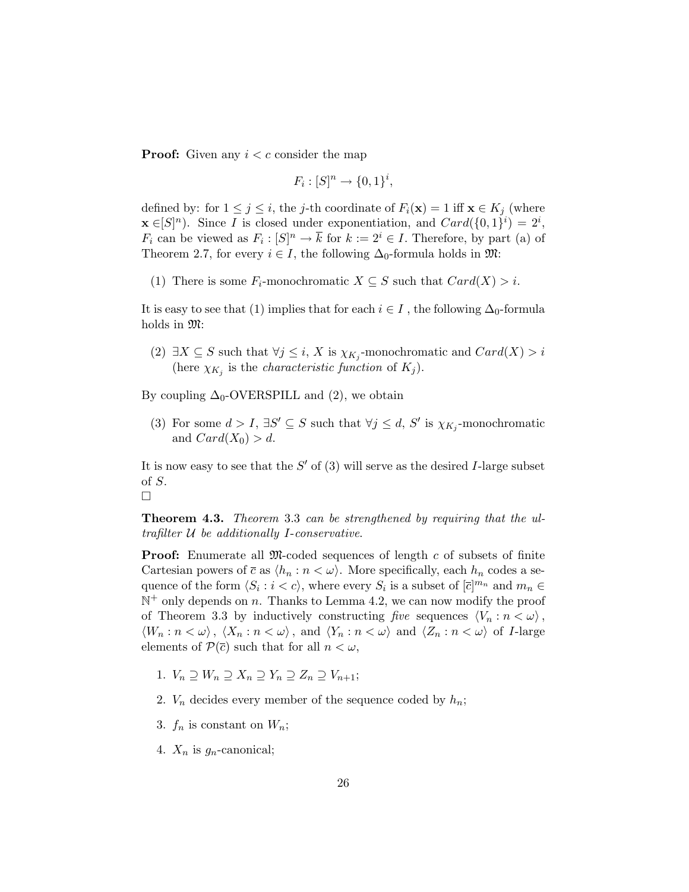**Proof:** Given any $i < c$ consider the map

$$F_i : [S]^n \to \{0,1\}^i,$$

defined by: for $1 \leq j \leq i$, the $j$-th coordinate of $F_i(\mathbf{x}) = 1$ iff $\mathbf{x} \in K_j$ (where $\mathbf{x} \in [S]^n$). Since $I$ is closed under exponentiation, and $Card(\{0,1\}^i) = 2^i$, $F_i$ can be viewed as $F_i : [S]^n \to \overline{k}$ for $k := 2^i \in I$. Therefore, by part (a) of Theorem 2.7, for every $i \in I$, the following $\Delta_0$-formula holds in $\mathfrak{M}$:

(1) There is some $F_i$-monochromatic $X \subseteq S$ such that $Card(X) > i$.

It is easy to see that (1) implies that for each $i \in I$ , the following $\Delta_0$-formula holds in $\mathfrak{M}$:

(2) $\exists X \subseteq S$ such that $\forall j \leq i$, $X$ is $\chi_{K_j}$-monochromatic and $Card(X) > i$ (here $\chi_{K_j}$ is the *characteristic function* of $K_j$).

By coupling $\Delta_0$-OVERSPILL and (2), we obtain

(3) For some $d > I$, $\exists S' \subseteq S$ such that $\forall j \leq d$, $S'$ is $\chi_{K_j}$-monochromatic and $Card(X_0) > d$.

It is now easy to see that the $S'$ of (3) will serve as the desired $I$-large subset of $S$.
□

**Theorem 4.3.** *Theorem* 3.3 *can be strengthened by requiring that the ultrafilter* $\mathcal{U}$ *be additionally* $I$*-conservative.*

**Proof:** Enumerate all $\mathfrak{M}$-coded sequences of length $c$ of subsets of finite Cartesian powers of $\overline{c}$ as $\langle h_n : n < \omega \rangle$. More specifically, each $h_n$ codes a sequence of the form $\langle S_i : i < c \rangle$, where every $S_i$ is a subset of $[\overline{c}]^{m_n}$ and $m_n \in \mathbb{N}^+$ only depends on $n$. Thanks to Lemma 4.2, we can now modify the proof of Theorem 3.3 by inductively constructing *five* sequences $\langle V_n : n < \omega \rangle$, $\langle W_n : n < \omega \rangle$, $\langle X_n : n < \omega \rangle$, and $\langle Y_n : n < \omega \rangle$ and $\langle Z_n : n < \omega \rangle$ of $I$-large elements of $\mathcal{P}(\overline{c})$ such that for all $n < \omega$,

1. $V_n \supseteq W_n \supseteq X_n \supseteq Y_n \supseteq Z_n \supseteq V_{n+1}$;
2. $V_n$ decides every member of the sequence coded by $h_n$;
3. $f_n$ is constant on $W_n$;
4. $X_n$ is $g_n$-canonical;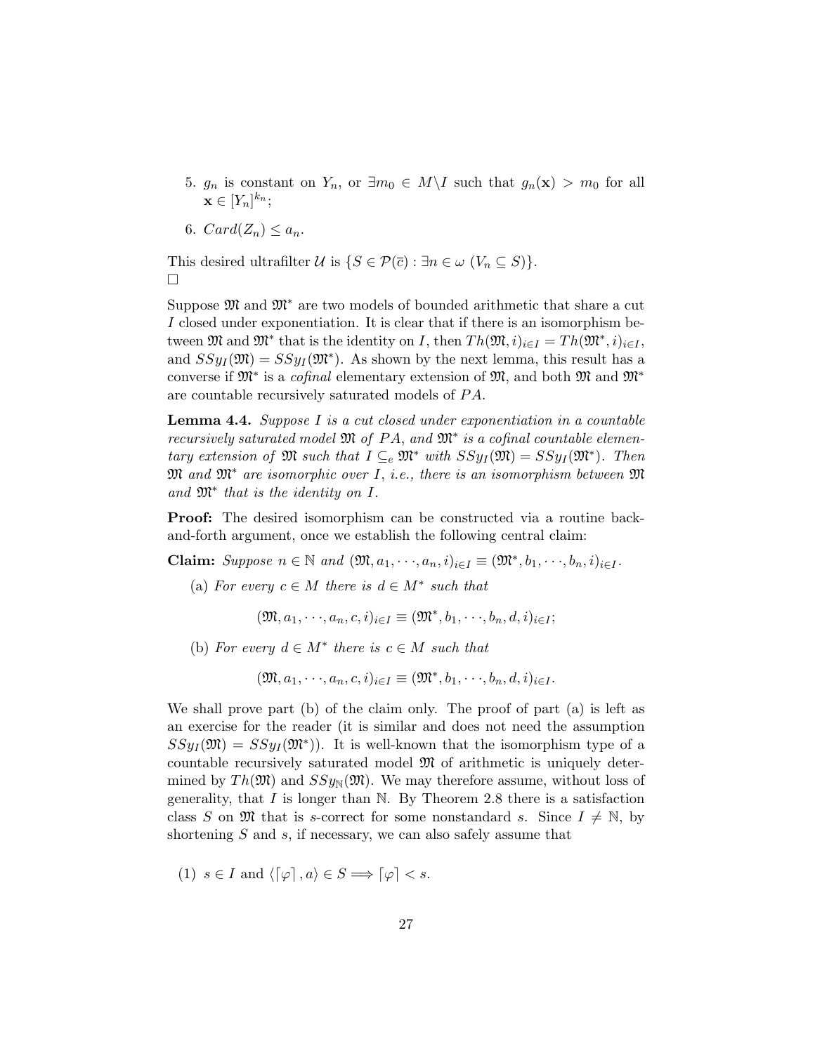5. $g_n$ is constant on $Y_n$, or $\exists m_0 \in M\backslash I$ such that $g_n(\mathbf{x}) > m_0$ for all $\mathbf{x} \in [Y_n]^{k_n}$;

6. $Card(Z_n) \leq a_n$.

This desired ultrafilter $\mathcal{U}$ is $\{S \in \mathcal{P}(\bar{c}) : \exists n \in \omega \ (V_n \subseteq S)\}$.
□

Suppose $\mathfrak{M}$ and $\mathfrak{M}^*$ are two models of bounded arithmetic that share a cut $I$ closed under exponentiation. It is clear that if there is an isomorphism between $\mathfrak{M}$ and $\mathfrak{M}^*$ that is the identity on $I$, then $Th(\mathfrak{M}, i)_{i\in I} = Th(\mathfrak{M}^*, i)_{i\in I}$, and $SSy_I(\mathfrak{M}) = SSy_I(\mathfrak{M}^*)$. As shown by the next lemma, this result has a converse if $\mathfrak{M}^*$ is a *cofinal* elementary extension of $\mathfrak{M}$, and both $\mathfrak{M}$ and $\mathfrak{M}^*$ are countable recursively saturated models of $PA$.

**Lemma 4.4.** *Suppose $I$ is a cut closed under exponentiation in a countable recursively saturated model $\mathfrak{M}$ of $PA$, and $\mathfrak{M}^*$ is a cofinal countable elementary extension of $\mathfrak{M}$ such that $I \subseteq_e \mathfrak{M}^*$ with $SSy_I(\mathfrak{M}) = SSy_I(\mathfrak{M}^*)$. Then $\mathfrak{M}$ and $\mathfrak{M}^*$ are isomorphic over $I$, i.e., there is an isomorphism between $\mathfrak{M}$ and $\mathfrak{M}^*$ that is the identity on $I$.*

**Proof:** The desired isomorphism can be constructed via a routine back-and-forth argument, once we establish the following central claim:

**Claim:** *Suppose $n \in \mathbb{N}$ and $(\mathfrak{M}, a_1, \cdots, a_n, i)_{i\in I} \equiv (\mathfrak{M}^*, b_1, \cdots, b_n, i)_{i\in I}$.*

(a) *For every $c \in M$ there is $d \in M^*$ such that*

$$(\mathfrak{M}, a_1, \cdots, a_n, c, i)_{i\in I} \equiv (\mathfrak{M}^*, b_1, \cdots, b_n, d, i)_{i\in I};$$

(b) *For every $d \in M^*$ there is $c \in M$ such that*

$$(\mathfrak{M}, a_1, \cdots, a_n, c, i)_{i\in I} \equiv (\mathfrak{M}^*, b_1, \cdots, b_n, d, i)_{i\in I}.$$

We shall prove part (b) of the claim only. The proof of part (a) is left as an exercise for the reader (it is similar and does not need the assumption $SSy_I(\mathfrak{M}) = SSy_I(\mathfrak{M}^*)$). It is well-known that the isomorphism type of a countable recursively saturated model $\mathfrak{M}$ of arithmetic is uniquely determined by $Th(\mathfrak{M})$ and $SSy_{\mathbb{N}}(\mathfrak{M})$. We may therefore assume, without loss of generality, that $I$ is longer than $\mathbb{N}$. By Theorem 2.8 there is a satisfaction class $S$ on $\mathfrak{M}$ that is $s$-correct for some nonstandard $s$. Since $I \neq \mathbb{N}$, by shortening $S$ and $s$, if necessary, we can also safely assume that

(1) $s \in I$ and $\langle \ulcorner \varphi \urcorner, a \rangle \in S \Longrightarrow \ulcorner \varphi \urcorner < s$.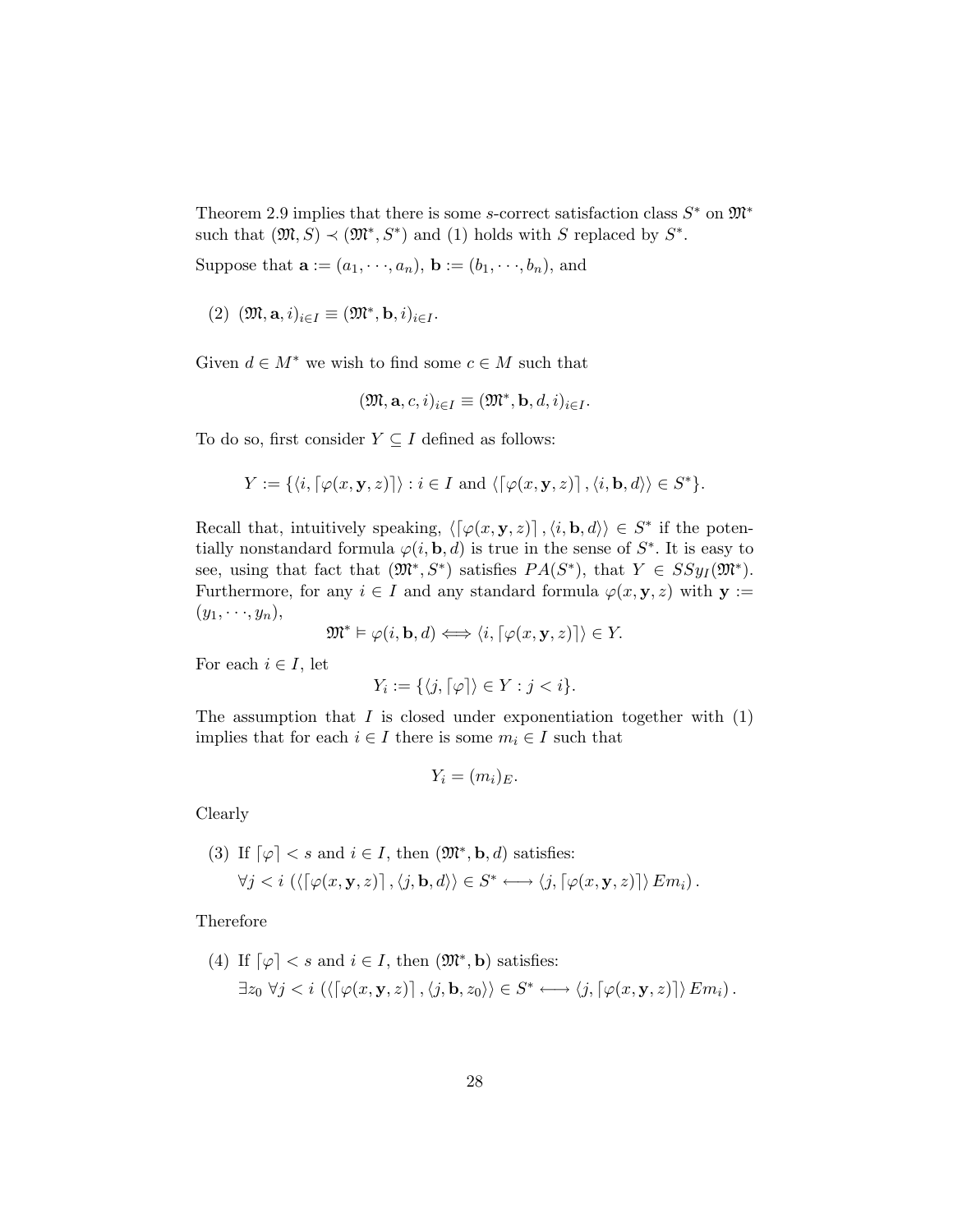Theorem 2.9 implies that there is some $s$-correct satisfaction class $S^*$ on $\mathfrak{M}^*$ such that $(\mathfrak{M}, S) \prec (\mathfrak{M}^*, S^*)$ and (1) holds with $S$ replaced by $S^*$.

Suppose that $\mathbf{a} := (a_1, \cdots, a_n)$, $\mathbf{b} := (b_1, \cdots, b_n)$, and

(2) $(\mathfrak{M}, \mathbf{a}, i)_{i \in I} \equiv (\mathfrak{M}^*, \mathbf{b}, i)_{i \in I}$.

Given $d \in M^*$ we wish to find some $c \in M$ such that

$$(\mathfrak{M}, \mathbf{a}, c, i)_{i \in I} \equiv (\mathfrak{M}^*, \mathbf{b}, d, i)_{i \in I}.$$

To do so, first consider $Y \subseteq I$ defined as follows:

$$Y := \{\langle i, \ulcorner \varphi(x, \mathbf{y}, z) \urcorner \rangle : i \in I \text{ and } \langle \ulcorner \varphi(x, \mathbf{y}, z) \urcorner, \langle i, \mathbf{b}, d \rangle \rangle \in S^*\}.$$

Recall that, intuitively speaking, $\langle \ulcorner \varphi(x, \mathbf{y}, z) \urcorner, \langle i, \mathbf{b}, d \rangle \rangle \in S^*$ if the potentially nonstandard formula $\varphi(i, \mathbf{b}, d)$ is true in the sense of $S^*$. It is easy to see, using that fact that $(\mathfrak{M}^*, S^*)$ satisfies $PA(S^*)$, that $Y \in SSy_I(\mathfrak{M}^*)$. Furthermore, for any $i \in I$ and any standard formula $\varphi(x, \mathbf{y}, z)$ with $\mathbf{y} := (y_1, \cdots, y_n)$,

$$\mathfrak{M}^* \vDash \varphi(i, \mathbf{b}, d) \Longleftrightarrow \langle i, \ulcorner \varphi(x, \mathbf{y}, z) \urcorner \rangle \in Y.$$

For each $i \in I$, let

$$Y_i := \{\langle j, \ulcorner \varphi \urcorner \rangle \in Y : j < i\}.$$

The assumption that $I$ is closed under exponentiation together with (1) implies that for each $i \in I$ there is some $m_i \in I$ such that

$$Y_i = (m_i)_E.$$

Clearly

(3) If $\ulcorner \varphi \urcorner < s$ and $i \in I$, then $(\mathfrak{M}^*, \mathbf{b}, d)$ satisfies:
$\forall j < i \left( \langle \ulcorner \varphi(x, \mathbf{y}, z) \urcorner, \langle j, \mathbf{b}, d \rangle \rangle \in S^* \longleftrightarrow \langle j, \ulcorner \varphi(x, \mathbf{y}, z) \urcorner \rangle E m_i \right).$

Therefore

(4) If $\ulcorner \varphi \urcorner < s$ and $i \in I$, then $(\mathfrak{M}^*, \mathbf{b})$ satisfies:
$\exists z_0 \; \forall j < i \left( \langle \ulcorner \varphi(x, \mathbf{y}, z) \urcorner, \langle j, \mathbf{b}, z_0 \rangle \rangle \in S^* \longleftrightarrow \langle j, \ulcorner \varphi(x, \mathbf{y}, z) \urcorner \rangle E m_i \right).$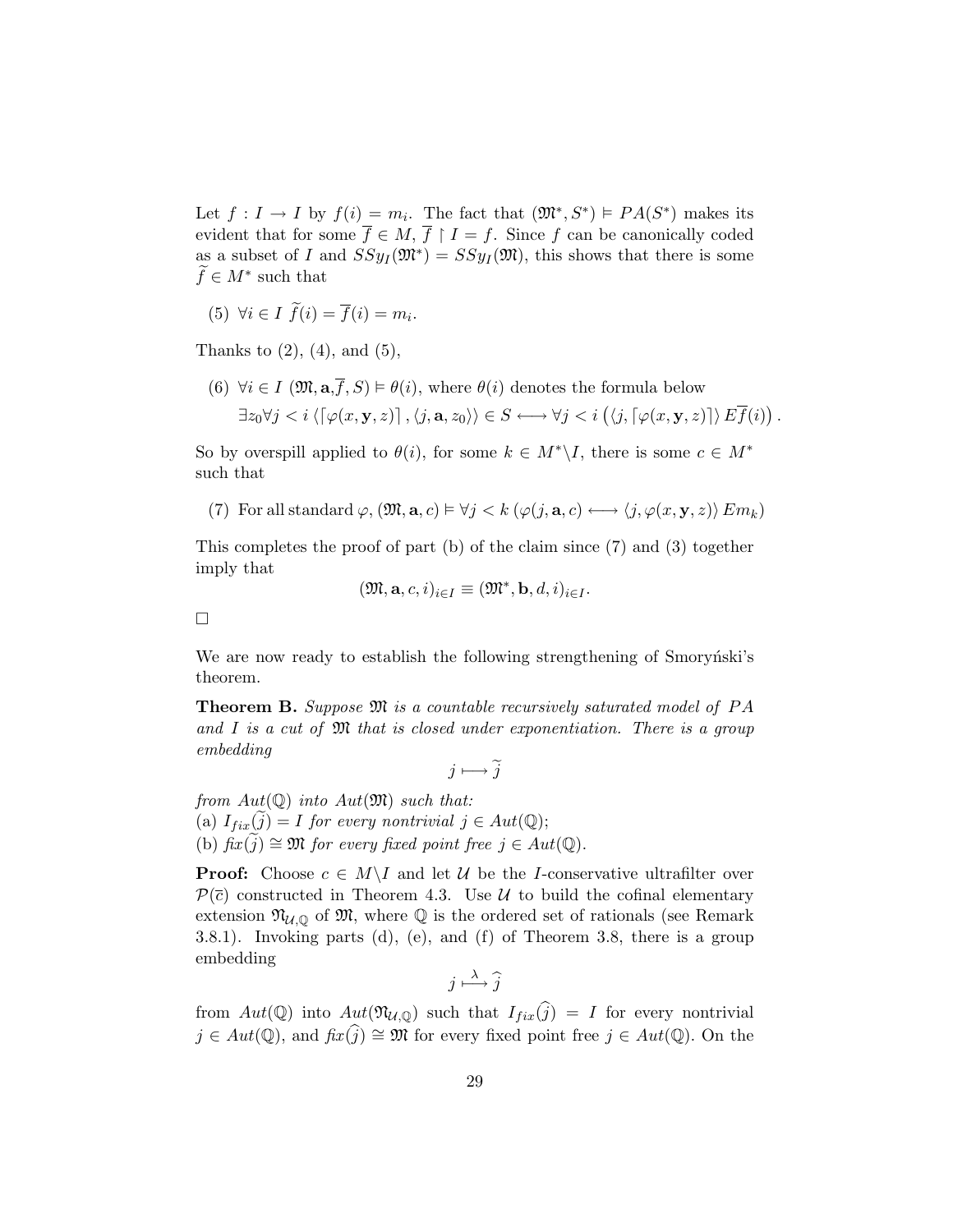Let $f : I \to I$ by $f(i) = m_i$. The fact that $(\mathfrak{M}^*, S^*) \models PA(S^*)$ makes its evident that for some $\overline{f} \in M$, $\overline{f} \upharpoonright I = f$. Since $f$ can be canonically coded as a subset of $I$ and $SSy_I(\mathfrak{M}^*) = SSy_I(\mathfrak{M})$, this shows that there is some $\widetilde{f} \in M^*$ such that

(5) $\forall i \in I \ \widetilde{f}(i) = \overline{f}(i) = m_i$.

Thanks to (2), (4), and (5),

(6) $\forall i \in I \ (\mathfrak{M}, \mathbf{a}, \overline{f}, S) \models \theta(i)$, where $\theta(i)$ denotes the formula below

$$\exists z_0 \forall j < i \left\langle \ulcorner \varphi(x, \mathbf{y}, z) \urcorner, \langle j, \mathbf{a}, z_0 \rangle \right\rangle \in S \longleftrightarrow \forall j < i \left( \langle j, \ulcorner \varphi(x, \mathbf{y}, z) \urcorner \rangle \, E \overline{f}(i) \right).$$

So by overspill applied to $\theta(i)$, for some $k \in M^* \backslash I$, there is some $c \in M^*$ such that

(7) For all standard $\varphi$, $(\mathfrak{M}, \mathbf{a}, c) \models \forall j < k \left( \varphi(j, \mathbf{a}, c) \longleftrightarrow \langle j, \varphi(x, \mathbf{y}, z) \rangle \, E m_k \right)$

This completes the proof of part (b) of the claim since (7) and (3) together imply that

$$(\mathfrak{M}, \mathbf{a}, c, i)_{i \in I} \equiv (\mathfrak{M}^*, \mathbf{b}, d, i)_{i \in I}.$$

□

We are now ready to establish the following strengthening of Smoryński's theorem.

**Theorem B.** *Suppose $\mathfrak{M}$ is a countable recursively saturated model of $PA$ and $I$ is a cut of $\mathfrak{M}$ that is closed under exponentiation. There is a group embedding*

$$j \longmapsto \widetilde{j}$$

*from $Aut(\mathbb{Q})$ into $Aut(\mathfrak{M})$ such that:*
*(a) $I_{fix}(\widetilde{j}) = I$ for every nontrivial $j \in Aut(\mathbb{Q})$;*
*(b) $fix(\widetilde{j}) \cong \mathfrak{M}$ for every fixed point free $j \in Aut(\mathbb{Q})$.*

**Proof:** Choose $c \in M \backslash I$ and let $\mathcal{U}$ be the $I$-conservative ultrafilter over $\mathcal{P}(\overline{c})$ constructed in Theorem 4.3. Use $\mathcal{U}$ to build the cofinal elementary extension $\mathfrak{N}_{\mathcal{U},\mathbb{Q}}$ of $\mathfrak{M}$, where $\mathbb{Q}$ is the ordered set of rationals (see Remark 3.8.1). Invoking parts (d), (e), and (f) of Theorem 3.8, there is a group embedding

$$j \overset{\lambda}{\longmapsto} \widehat{j}$$

from $Aut(\mathbb{Q})$ into $Aut(\mathfrak{N}_{\mathcal{U},\mathbb{Q}})$ such that $I_{fix}(\widehat{j}) = I$ for every nontrivial $j \in Aut(\mathbb{Q})$, and $fix(\widehat{j}) \cong \mathfrak{M}$ for every fixed point free $j \in Aut(\mathbb{Q})$. On the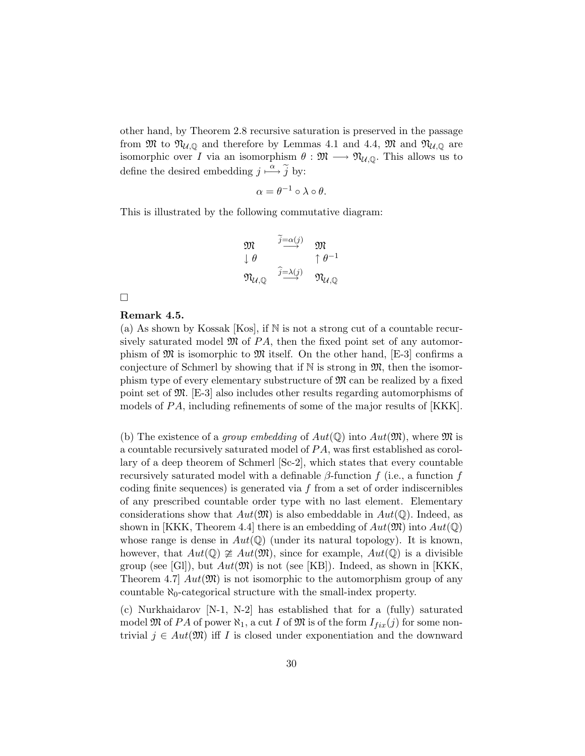other hand, by Theorem 2.8 recursive saturation is preserved in the passage from $\mathfrak{M}$ to $\mathfrak{N}_{\mathcal{U},\mathbb{Q}}$ and therefore by Lemmas 4.1 and 4.4, $\mathfrak{M}$ and $\mathfrak{N}_{\mathcal{U},\mathbb{Q}}$ are isomorphic over $I$ via an isomorphism $\theta : \mathfrak{M} \longrightarrow \mathfrak{N}_{\mathcal{U},\mathbb{Q}}$. This allows us to define the desired embedding $j \overset{\alpha}{\longmapsto} \widetilde{j}$ by:

$$\alpha = \theta^{-1} \circ \lambda \circ \theta.$$

This is illustrated by the following commutative diagram:

$$\begin{array}{ccc} \mathfrak{M} & \overset{\widetilde{j}=\alpha(j)}{\longrightarrow} & \mathfrak{M} \\ \downarrow \theta & & \uparrow \theta^{-1} \\ \mathfrak{N}_{\mathcal{U},\mathbb{Q}} & \overset{\widehat{j}=\lambda(j)}{\longrightarrow} & \mathfrak{N}_{\mathcal{U},\mathbb{Q}} \end{array}$$

□

**Remark 4.5.**

(a) As shown by Kossak [Kos], if $\mathbb{N}$ is not a strong cut of a countable recursively saturated model $\mathfrak{M}$ of $PA$, then the fixed point set of any automorphism of $\mathfrak{M}$ is isomorphic to $\mathfrak{M}$ itself. On the other hand, [E-3] confirms a conjecture of Schmerl by showing that if $\mathbb{N}$ is strong in $\mathfrak{M}$, then the isomorphism type of every elementary substructure of $\mathfrak{M}$ can be realized by a fixed point set of $\mathfrak{M}$. [E-3] also includes other results regarding automorphisms of models of $PA$, including refinements of some of the major results of [KKK].

(b) The existence of a *group embedding* of $Aut(\mathbb{Q})$ into $Aut(\mathfrak{M})$, where $\mathfrak{M}$ is a countable recursively saturated model of $PA$, was first established as corollary of a deep theorem of Schmerl [Sc-2], which states that every countable recursively saturated model with a definable $\beta$-function $f$ (i.e., a function $f$ coding finite sequences) is generated via $f$ from a set of order indiscernibles of any prescribed countable order type with no last element. Elementary considerations show that $Aut(\mathfrak{M})$ is also embeddable in $Aut(\mathbb{Q})$. Indeed, as shown in [KKK, Theorem 4.4] there is an embedding of $Aut(\mathfrak{M})$ into $Aut(\mathbb{Q})$ whose range is dense in $Aut(\mathbb{Q})$ (under its natural topology). It is known, however, that $Aut(\mathbb{Q}) \ncong Aut(\mathfrak{M})$, since for example, $Aut(\mathbb{Q})$ is a divisible group (see [Gl]), but $Aut(\mathfrak{M})$ is not (see [KB]). Indeed, as shown in [KKK, Theorem 4.7] $Aut(\mathfrak{M})$ is not isomorphic to the automorphism group of any countable $\aleph_0$-categorical structure with the small-index property.

(c) Nurkhaidarov [N-1, N-2] has established that for a (fully) saturated model $\mathfrak{M}$ of $PA$ of power $\aleph_1$, a cut $I$ of $\mathfrak{M}$ is of the form $I_{fix}(j)$ for some nontrivial $j \in Aut(\mathfrak{M})$ iff $I$ is closed under exponentiation and the downward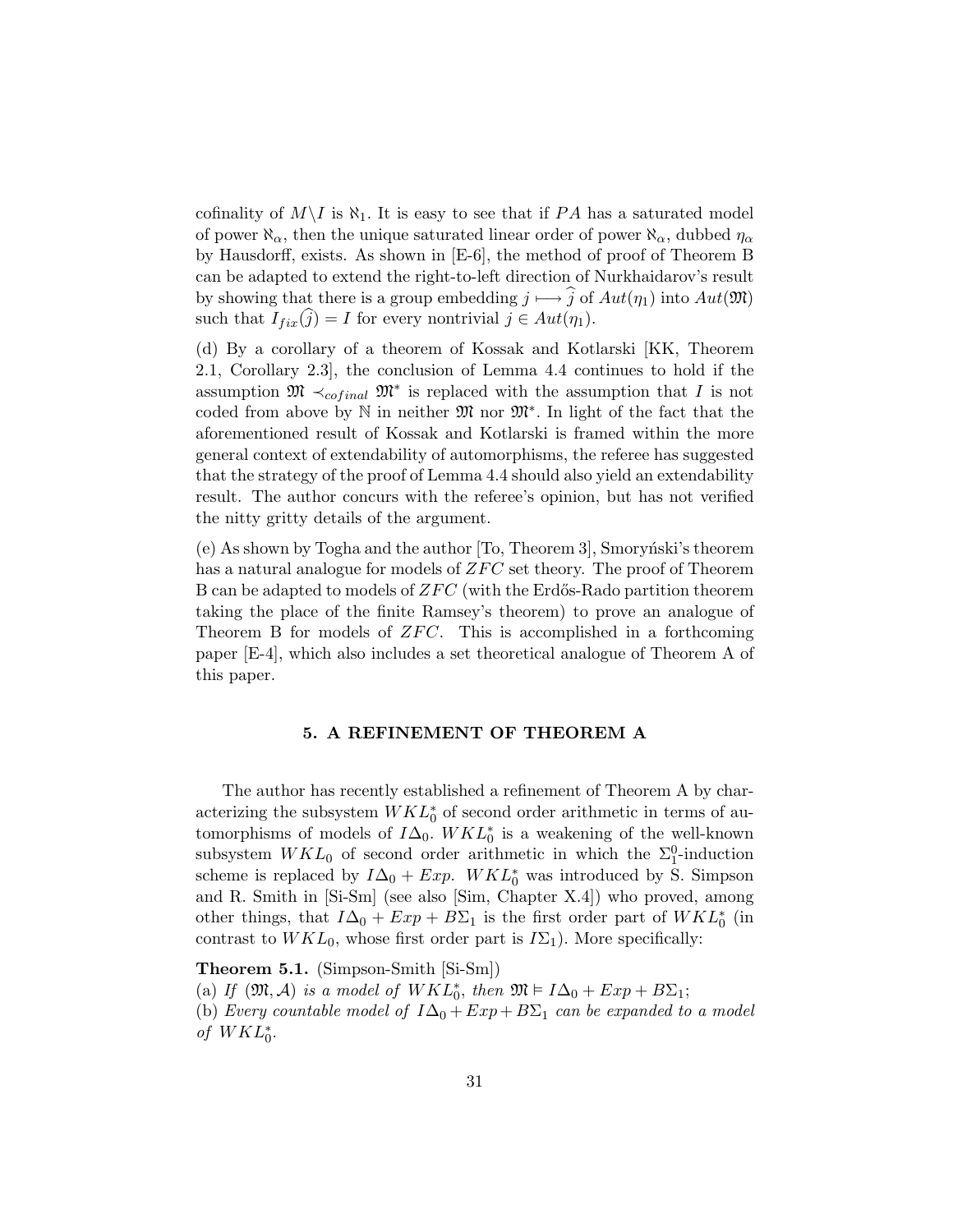cofinality of $M \backslash I$ is $\aleph_1$. It is easy to see that if $PA$ has a saturated model of power $\aleph_\alpha$, then the unique saturated linear order of power $\aleph_\alpha$, dubbed $\eta_\alpha$ by Hausdorff, exists. As shown in [E-6], the method of proof of Theorem B can be adapted to extend the right-to-left direction of Nurkhaidarov's result by showing that there is a group embedding $j \longmapsto \widehat{j}$ of $Aut(\eta_1)$ into $Aut(\mathfrak{M})$ such that $I_{fix}(\widehat{j}) = I$ for every nontrivial $j \in Aut(\eta_1)$.

(d) By a corollary of a theorem of Kossak and Kotlarski [KK, Theorem 2.1, Corollary 2.3], the conclusion of Lemma 4.4 continues to hold if the assumption $\mathfrak{M} \prec_{cofinal} \mathfrak{M}^*$ is replaced with the assumption that $I$ is not coded from above by $\mathbb{N}$ in neither $\mathfrak{M}$ nor $\mathfrak{M}^*$. In light of the fact that the aforementioned result of Kossak and Kotlarski is framed within the more general context of extendability of automorphisms, the referee has suggested that the strategy of the proof of Lemma 4.4 should also yield an extendability result. The author concurs with the referee's opinion, but has not verified the nitty gritty details of the argument.

(e) As shown by Togha and the author [To, Theorem 3], Smoryński's theorem has a natural analogue for models of $ZFC$ set theory. The proof of Theorem B can be adapted to models of $ZFC$ (with the Erdős-Rado partition theorem taking the place of the finite Ramsey's theorem) to prove an analogue of Theorem B for models of $ZFC$. This is accomplished in a forthcoming paper [E-4], which also includes a set theoretical analogue of Theorem A of this paper.

## 5. A REFINEMENT OF THEOREM A

The author has recently established a refinement of Theorem A by characterizing the subsystem $WKL_0^*$ of second order arithmetic in terms of automorphisms of models of $I\Delta_0$. $WKL_0^*$ is a weakening of the well-known subsystem $WKL_0$ of second order arithmetic in which the $\Sigma_1^0$-induction scheme is replaced by $I\Delta_0 + Exp$. $WKL_0^*$ was introduced by S. Simpson and R. Smith in [Si-Sm] (see also [Sim, Chapter X.4]) who proved, among other things, that $I\Delta_0 + Exp + B\Sigma_1$ is the first order part of $WKL_0^*$ (in contrast to $WKL_0$, whose first order part is $I\Sigma_1$). More specifically:

**Theorem 5.1.** (Simpson-Smith [Si-Sm])
(a) *If* $(\mathfrak{M}, \mathcal{A})$ *is a model of* $WKL_0^*$, *then* $\mathfrak{M} \vDash I\Delta_0 + Exp + B\Sigma_1$;
(b) *Every countable model of* $I\Delta_0 + Exp + B\Sigma_1$ *can be expanded to a model of* $WKL_0^*$.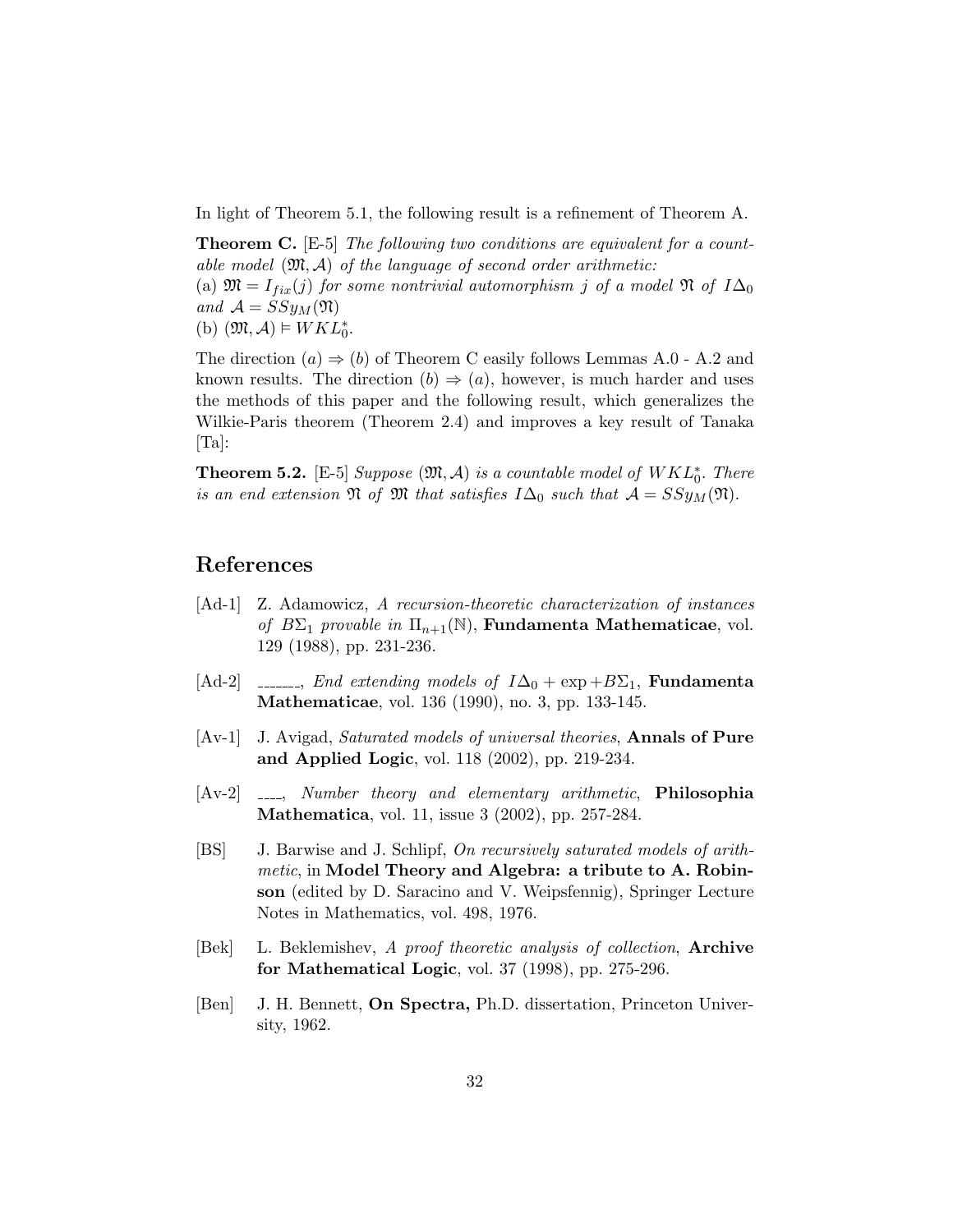In light of Theorem 5.1, the following result is a refinement of Theorem A.

**Theorem C.** [E-5] *The following two conditions are equivalent for a countable model* $(\mathfrak{M}, \mathcal{A})$ *of the language of second order arithmetic:*
(a) $\mathfrak{M} = I_{fix}(j)$ *for some nontrivial automorphism* $j$ *of a model* $\mathfrak{N}$ *of* $I\Delta_0$ *and* $\mathcal{A} = SSy_M(\mathfrak{N})$
(b) $(\mathfrak{M}, \mathcal{A}) \vDash WKL_0^*$.

The direction $(a) \Rightarrow (b)$ of Theorem C easily follows Lemmas A.0 - A.2 and known results. The direction $(b) \Rightarrow (a)$, however, is much harder and uses the methods of this paper and the following result, which generalizes the Wilkie-Paris theorem (Theorem 2.4) and improves a key result of Tanaka [Ta]:

**Theorem 5.2.** [E-5] *Suppose* $(\mathfrak{M}, \mathcal{A})$ *is a countable model of* $WKL_0^*$. *There is an end extension* $\mathfrak{N}$ *of* $\mathfrak{M}$ *that satisfies* $I\Delta_0$ *such that* $\mathcal{A} = SSy_M(\mathfrak{N})$.

## References

- [Ad-1] Z. Adamowicz, *A recursion-theoretic characterization of instances of* $B\Sigma_1$ *provable in* $\Pi_{n+1}(\mathbb{N})$, **Fundamenta Mathematicae**, vol. 129 (1988), pp. 231-236.

- [Ad-2] ______, *End extending models of* $I\Delta_0 + \exp + B\Sigma_1$, **Fundamenta Mathematicae**, vol. 136 (1990), no. 3, pp. 133-145.

- [Av-1] J. Avigad, *Saturated models of universal theories*, **Annals of Pure and Applied Logic**, vol. 118 (2002), pp. 219-234.

- [Av-2] ____, *Number theory and elementary arithmetic*, **Philosophia Mathematica**, vol. 11, issue 3 (2002), pp. 257-284.

- [BS] J. Barwise and J. Schlipf, *On recursively saturated models of arithmetic*, in **Model Theory and Algebra: a tribute to A. Robinson** (edited by D. Saracino and V. Weipsfennig), Springer Lecture Notes in Mathematics, vol. 498, 1976.

- [Bek] L. Beklemishev, *A proof theoretic analysis of collection*, **Archive for Mathematical Logic**, vol. 37 (1998), pp. 275-296.

- [Ben] J. H. Bennett, **On Spectra,** Ph.D. dissertation, Princeton University, 1962.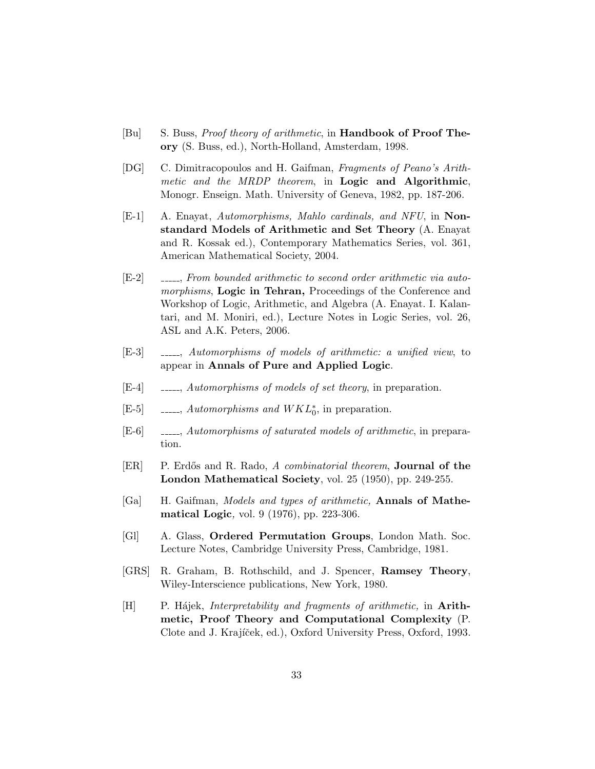[Bu] S. Buss, *Proof theory of arithmetic*, in **Handbook of Proof Theory** (S. Buss, ed.), North-Holland, Amsterdam, 1998.

[DG] C. Dimitracopoulos and H. Gaifman, *Fragments of Peano's Arithmetic and the MRDP theorem*, in **Logic and Algorithmic**, Monogr. Enseign. Math. University of Geneva, 1982, pp. 187-206.

[E-1] A. Enayat, *Automorphisms, Mahlo cardinals, and NFU*, in **Nonstandard Models of Arithmetic and Set Theory** (A. Enayat and R. Kossak ed.), Contemporary Mathematics Series, vol. 361, American Mathematical Society, 2004.

[E-2] \_\_\_\_\_, *From bounded arithmetic to second order arithmetic via automorphisms*, **Logic in Tehran,** Proceedings of the Conference and Workshop of Logic, Arithmetic, and Algebra (A. Enayat. I. Kalantari, and M. Moniri, ed.), Lecture Notes in Logic Series, vol. 26, ASL and A.K. Peters, 2006.

[E-3] \_\_\_\_\_, *Automorphisms of models of arithmetic: a unified view*, to appear in **Annals of Pure and Applied Logic**.

[E-4] \_\_\_\_\_, *Automorphisms of models of set theory*, in preparation.

[E-5] \_\_\_\_\_, *Automorphisms and $WKL_0^*$*, in preparation.

[E-6] \_\_\_\_\_, *Automorphisms of saturated models of arithmetic*, in preparation.

[ER] P. Erdős and R. Rado, *A combinatorial theorem*, **Journal of the London Mathematical Society**, vol. 25 (1950), pp. 249-255.

[Ga] H. Gaifman, *Models and types of arithmetic,* **Annals of Mathematical Logic***,* vol. 9 (1976), pp. 223-306.

[Gl] A. Glass, **Ordered Permutation Groups**, London Math. Soc. Lecture Notes, Cambridge University Press, Cambridge, 1981.

[GRS] R. Graham, B. Rothschild, and J. Spencer, **Ramsey Theory**, Wiley-Interscience publications, New York, 1980.

[H] P. Hájek, *Interpretability and fragments of arithmetic,* in **Arithmetic, Proof Theory and Computational Complexity** (P. Clote and J. Krajíček, ed.), Oxford University Press, Oxford, 1993.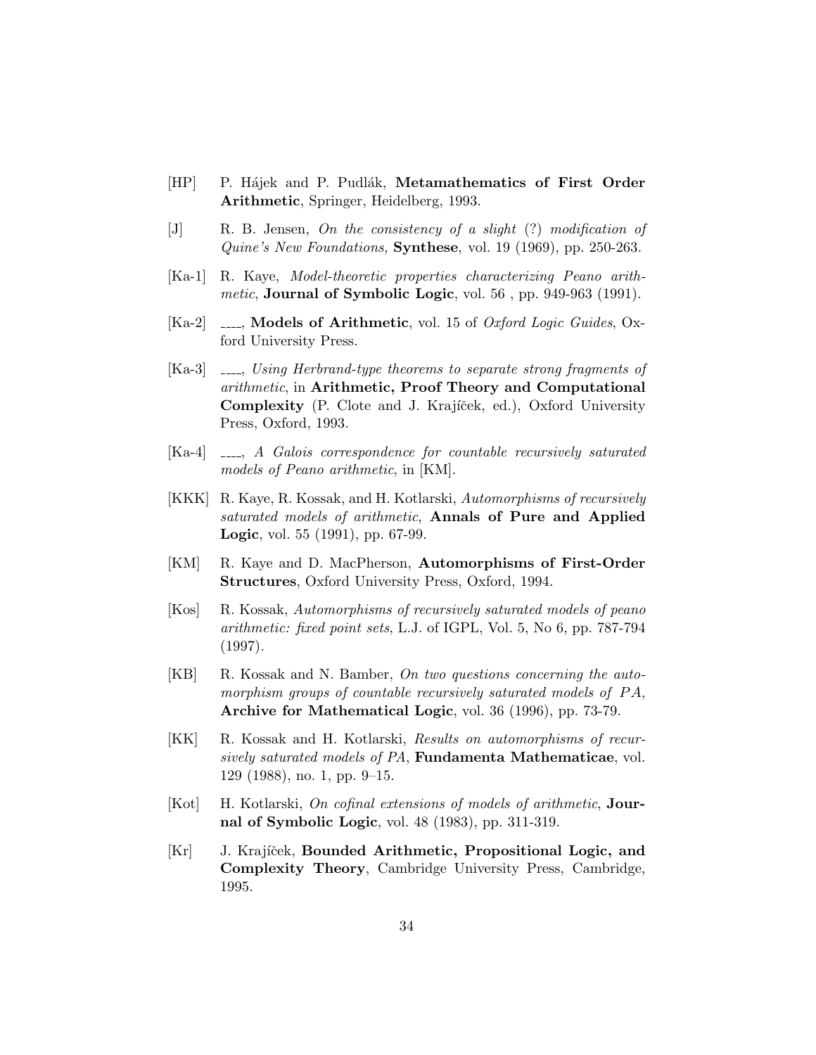[HP] P. Hájek and P. Pudlák, **Metamathematics of First Order Arithmetic**, Springer, Heidelberg, 1993.

[J] R. B. Jensen, *On the consistency of a slight* (?) *modification of Quine's New Foundations,* **Synthese**, vol. 19 (1969), pp. 250-263.

[Ka-1] R. Kaye, *Model-theoretic properties characterizing Peano arithmetic*, **Journal of Symbolic Logic**, vol. 56 , pp. 949-963 (1991).

[Ka-2] \_\_\_\_, **Models of Arithmetic**, vol. 15 of *Oxford Logic Guides*, Oxford University Press.

[Ka-3] \_\_\_\_, *Using Herbrand-type theorems to separate strong fragments of arithmetic*, in **Arithmetic, Proof Theory and Computational Complexity** (P. Clote and J. Krajíček, ed.), Oxford University Press, Oxford, 1993.

[Ka-4] \_\_\_\_, *A Galois correspondence for countable recursively saturated models of Peano arithmetic*, in [KM].

[KKK] R. Kaye, R. Kossak, and H. Kotlarski, *Automorphisms of recursively saturated models of arithmetic*, **Annals of Pure and Applied Logic**, vol. 55 (1991), pp. 67-99.

[KM] R. Kaye and D. MacPherson, **Automorphisms of First-Order Structures**, Oxford University Press, Oxford, 1994.

[Kos] R. Kossak, *Automorphisms of recursively saturated models of peano arithmetic: fixed point sets*, L.J. of IGPL, Vol. 5, No 6, pp. 787-794 (1997).

[KB] R. Kossak and N. Bamber, *On two questions concerning the automorphism groups of countable recursively saturated models of* $PA$, **Archive for Mathematical Logic**, vol. 36 (1996), pp. 73-79.

[KK] R. Kossak and H. Kotlarski, *Results on automorphisms of recursively saturated models of PA*, **Fundamenta Mathematicae**, vol. 129 (1988), no. 1, pp. 9–15.

[Kot] H. Kotlarski, *On cofinal extensions of models of arithmetic*, **Journal of Symbolic Logic**, vol. 48 (1983), pp. 311-319.

[Kr] J. Krajíček, **Bounded Arithmetic, Propositional Logic, and Complexity Theory**, Cambridge University Press, Cambridge, 1995.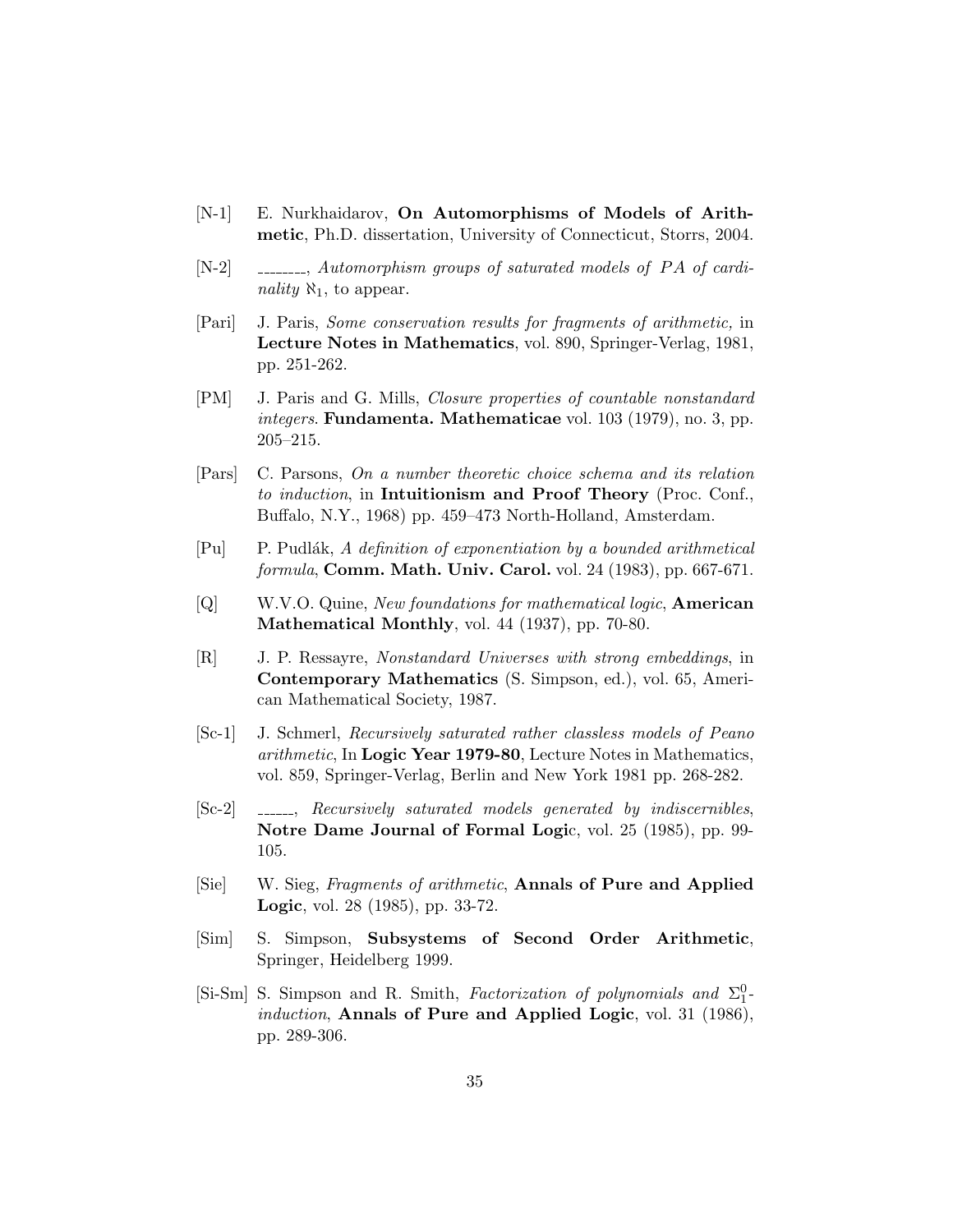[N-1] E. Nurkhaidarov, **On Automorphisms of Models of Arithmetic**, Ph.D. dissertation, University of Connecticut, Storrs, 2004.

[N-2] ________, *Automorphism groups of saturated models of PA of cardinality* $\aleph_1$, to appear.

[Pari] J. Paris, *Some conservation results for fragments of arithmetic,* in **Lecture Notes in Mathematics**, vol. 890, Springer-Verlag, 1981, pp. 251-262.

[PM] J. Paris and G. Mills, *Closure properties of countable nonstandard integers.* **Fundamenta. Mathematicae** vol. 103 (1979), no. 3, pp. 205–215.

[Pars] C. Parsons, *On a number theoretic choice schema and its relation to induction*, in **Intuitionism and Proof Theory** (Proc. Conf., Buffalo, N.Y., 1968) pp. 459–473 North-Holland, Amsterdam.

[Pu] P. Pudlák, *A definition of exponentiation by a bounded arithmetical formula*, **Comm. Math. Univ. Carol.** vol. 24 (1983), pp. 667-671.

[Q] W.V.O. Quine, *New foundations for mathematical logic*, **American Mathematical Monthly**, vol. 44 (1937), pp. 70-80.

[R] J. P. Ressayre, *Nonstandard Universes with strong embeddings*, in **Contemporary Mathematics** (S. Simpson, ed.), vol. 65, American Mathematical Society, 1987.

[Sc-1] J. Schmerl, *Recursively saturated rather classless models of Peano arithmetic*, In **Logic Year 1979-80**, Lecture Notes in Mathematics, vol. 859, Springer-Verlag, Berlin and New York 1981 pp. 268-282.

[Sc-2] ______, *Recursively saturated models generated by indiscernibles*, **Notre Dame Journal of Formal Logic**, vol. 25 (1985), pp. 99-105.

[Sie] W. Sieg, *Fragments of arithmetic*, **Annals of Pure and Applied Logic**, vol. 28 (1985), pp. 33-72.

[Sim] S. Simpson, **Subsystems of Second Order Arithmetic**, Springer, Heidelberg 1999.

[Si-Sm] S. Simpson and R. Smith, *Factorization of polynomials and* $\Sigma^0_1$-*induction*, **Annals of Pure and Applied Logic**, vol. 31 (1986), pp. 289-306.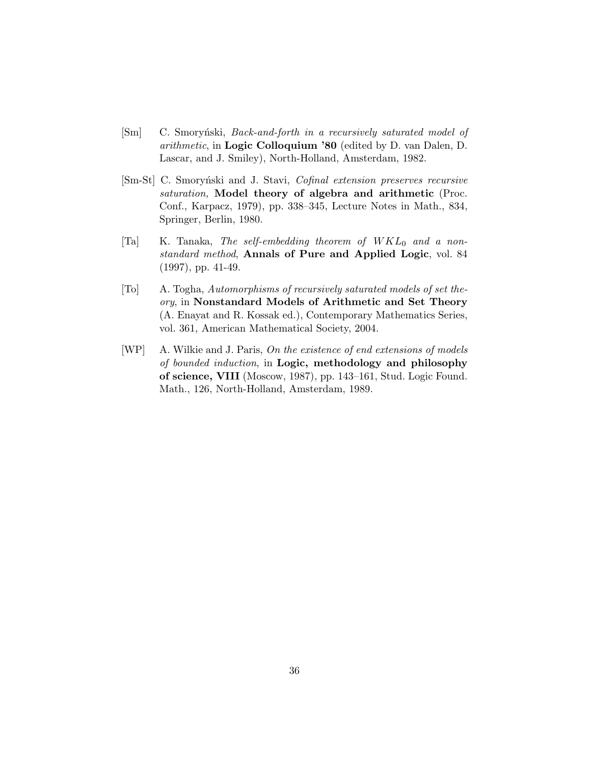[Sm] C. Smoryński, *Back-and-forth in a recursively saturated model of arithmetic*, in **Logic Colloquium '80** (edited by D. van Dalen, D. Lascar, and J. Smiley), North-Holland, Amsterdam, 1982.

[Sm-St] C. Smoryński and J. Stavi, *Cofinal extension preserves recursive saturation,* **Model theory of algebra and arithmetic** (Proc. Conf., Karpacz, 1979), pp. 338–345, Lecture Notes in Math., 834, Springer, Berlin, 1980.

[Ta] K. Tanaka, *The self-embedding theorem of $WKL_0$ and a non-standard method*, **Annals of Pure and Applied Logic**, vol. 84 (1997), pp. 41-49.

[To] A. Togha, *Automorphisms of recursively saturated models of set theory*, in **Nonstandard Models of Arithmetic and Set Theory** (A. Enayat and R. Kossak ed.), Contemporary Mathematics Series, vol. 361, American Mathematical Society, 2004.

[WP] A. Wilkie and J. Paris, *On the existence of end extensions of models of bounded induction*, in **Logic, methodology and philosophy of science, VIII** (Moscow, 1987), pp. 143–161, Stud. Logic Found. Math., 126, North-Holland, Amsterdam, 1989.